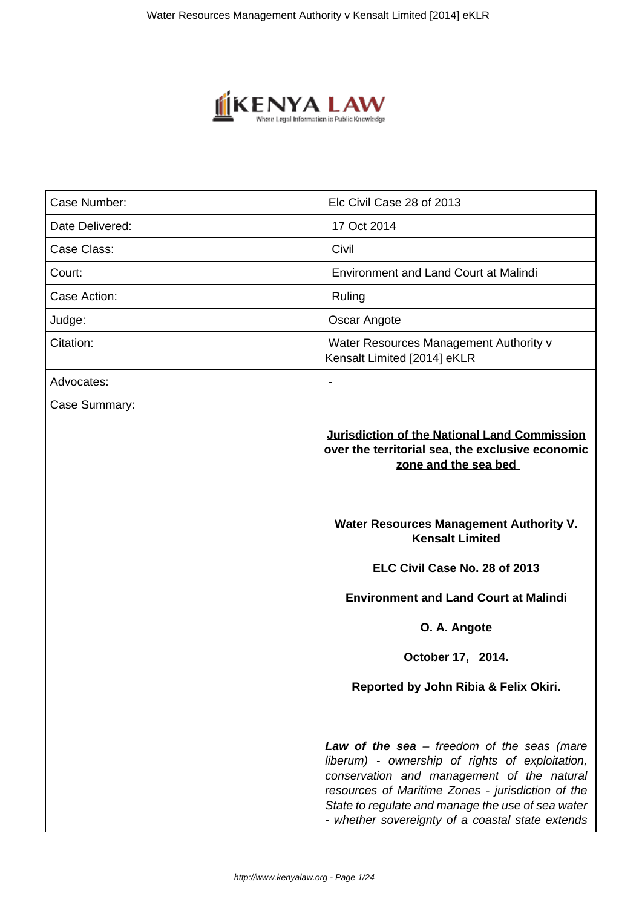| Case Number: | Elc Civil Case 28 of 2013 |
| --- | --- |
| Date Delivered: | 17 Oct 2014 |
| Case Class: | Civil |
| Court: | Environment and Land Court at Malindi |
| Case Action: | Ruling |
| Judge: | Oscar Angote |
| Citation: | Water Resources Management Authority v Kensalt Limited [2014] eKLR |
| Advocates: | - |
| Case Summary: | **Jurisdiction of the National Land Commission over the territorial sea, the exclusive economic zone and the sea bed**<br><br>**Water Resources Management Authority V. Kensalt Limited**<br><br>**ELC Civil Case No. 28 of 2013**<br><br>**Environment and Land Court at Malindi**<br><br>**O. A. Angote**<br><br>**October 17, 2014.**<br><br>**Reported by John Ribia & Felix Okiri.**<br><br>***Law of the sea*** *– freedom of the seas (mare liberum) - ownership of rights of exploitation, conservation and management of the natural resources of Maritime Zones - jurisdiction of the State to regulate and manage the use of sea water - whether sovereignty of a coastal state extends* |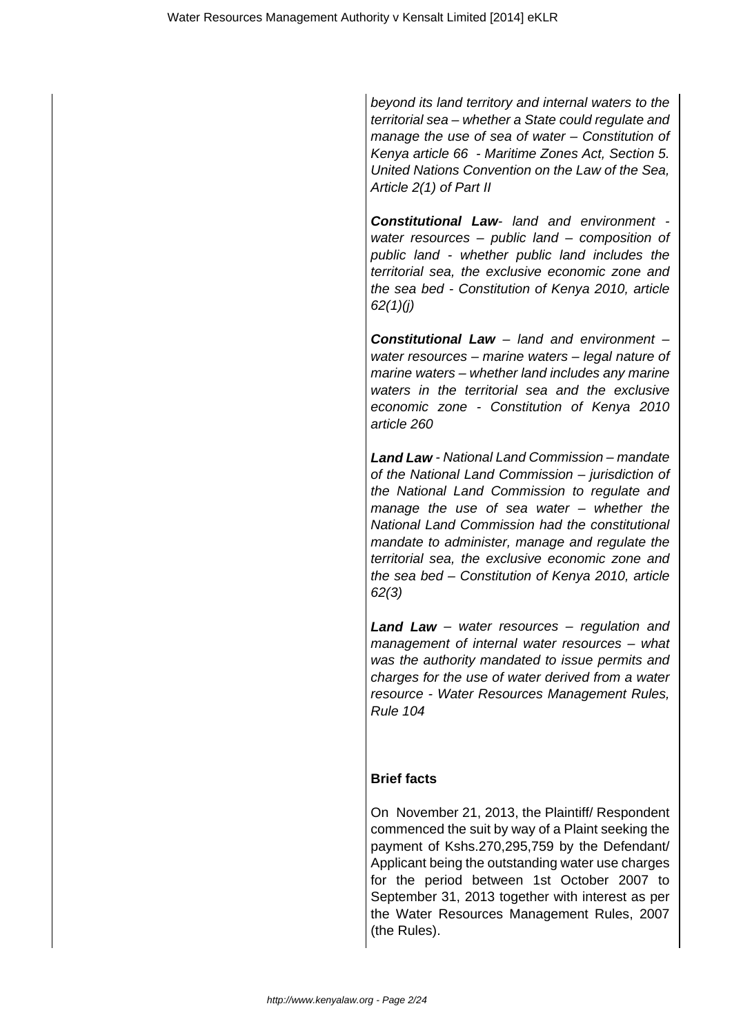*beyond its land territory and internal waters to the territorial sea – whether a State could regulate and manage the use of sea of water – Constitution of Kenya article 66 - Maritime Zones Act, Section 5. United Nations Convention on the Law of the Sea, Article 2(1) of Part II*

***Constitutional Law**- land and environment - water resources – public land – composition of public land - whether public land includes the territorial sea, the exclusive economic zone and the sea bed - Constitution of Kenya 2010, article 62(1)(j)*

***Constitutional Law** – land and environment – water resources – marine waters – legal nature of marine waters – whether land includes any marine waters in the territorial sea and the exclusive economic zone - Constitution of Kenya 2010 article 260*

***Land Law** - National Land Commission – mandate of the National Land Commission – jurisdiction of the National Land Commission to regulate and manage the use of sea water – whether the National Land Commission had the constitutional mandate to administer, manage and regulate the territorial sea, the exclusive economic zone and the sea bed – Constitution of Kenya 2010, article 62(3)*

***Land Law** – water resources – regulation and management of internal water resources – what was the authority mandated to issue permits and charges for the use of water derived from a water resource - Water Resources Management Rules, Rule 104*

**Brief facts**

On November 21, 2013, the Plaintiff/ Respondent commenced the suit by way of a Plaint seeking the payment of Kshs.270,295,759 by the Defendant/ Applicant being the outstanding water use charges for the period between 1st October 2007 to September 31, 2013 together with interest as per the Water Resources Management Rules, 2007 (the Rules).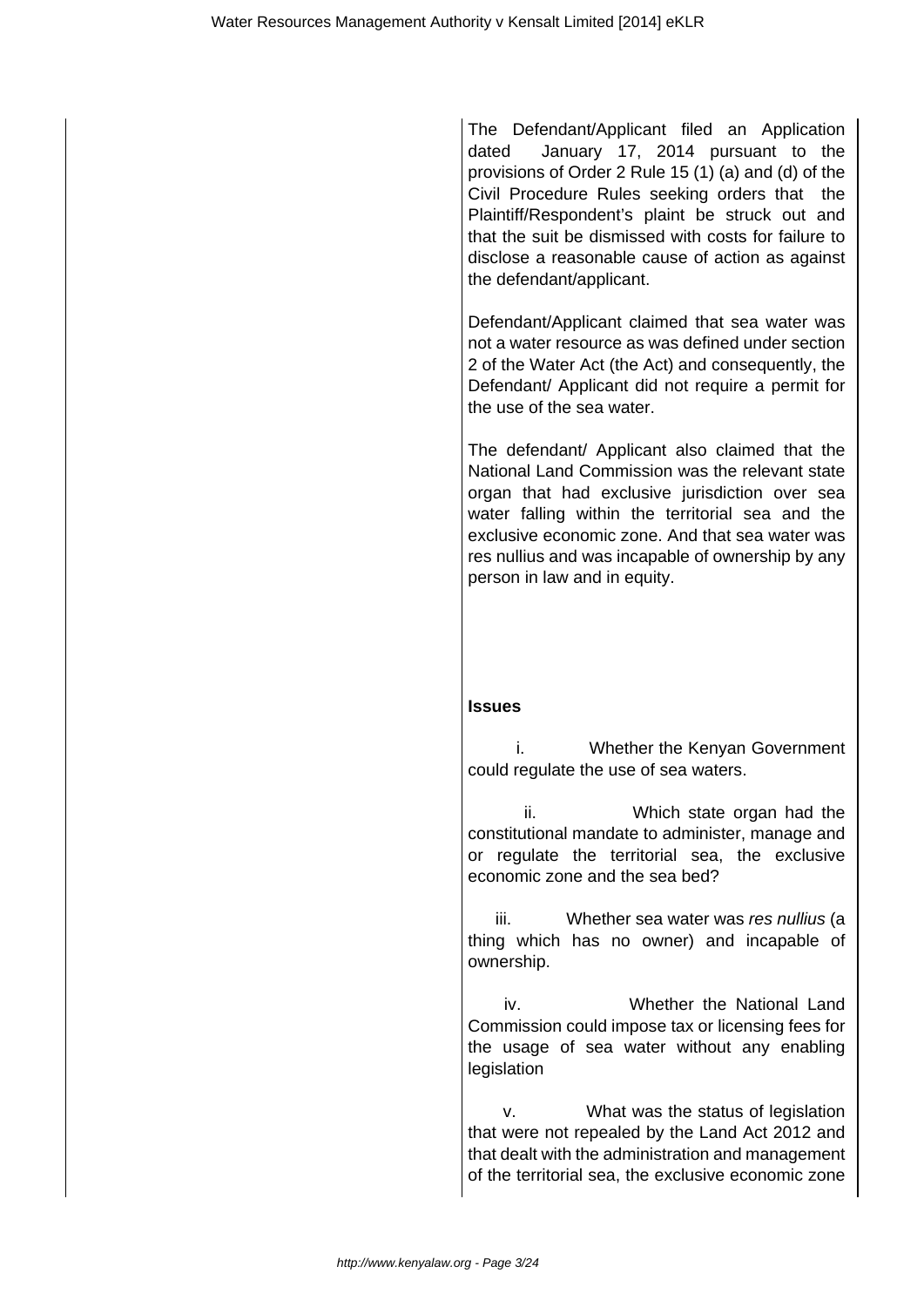The Defendant/Applicant filed an Application dated January 17, 2014 pursuant to the provisions of Order 2 Rule 15 (1) (a) and (d) of the Civil Procedure Rules seeking orders that the Plaintiff/Respondent's plaint be struck out and that the suit be dismissed with costs for failure to disclose a reasonable cause of action as against the defendant/applicant.

Defendant/Applicant claimed that sea water was not a water resource as was defined under section 2 of the Water Act (the Act) and consequently, the Defendant/ Applicant did not require a permit for the use of the sea water.

The defendant/ Applicant also claimed that the National Land Commission was the relevant state organ that had exclusive jurisdiction over sea water falling within the territorial sea and the exclusive economic zone. And that sea water was res nullius and was incapable of ownership by any person in law and in equity.

**Issues**

i. Whether the Kenyan Government could regulate the use of sea waters.

ii. Which state organ had the constitutional mandate to administer, manage and or regulate the territorial sea, the exclusive economic zone and the sea bed?

iii. Whether sea water was *res nullius* (a thing which has no owner) and incapable of ownership.

iv. Whether the National Land Commission could impose tax or licensing fees for the usage of sea water without any enabling legislation

v. What was the status of legislation that were not repealed by the Land Act 2012 and that dealt with the administration and management of the territorial sea, the exclusive economic zone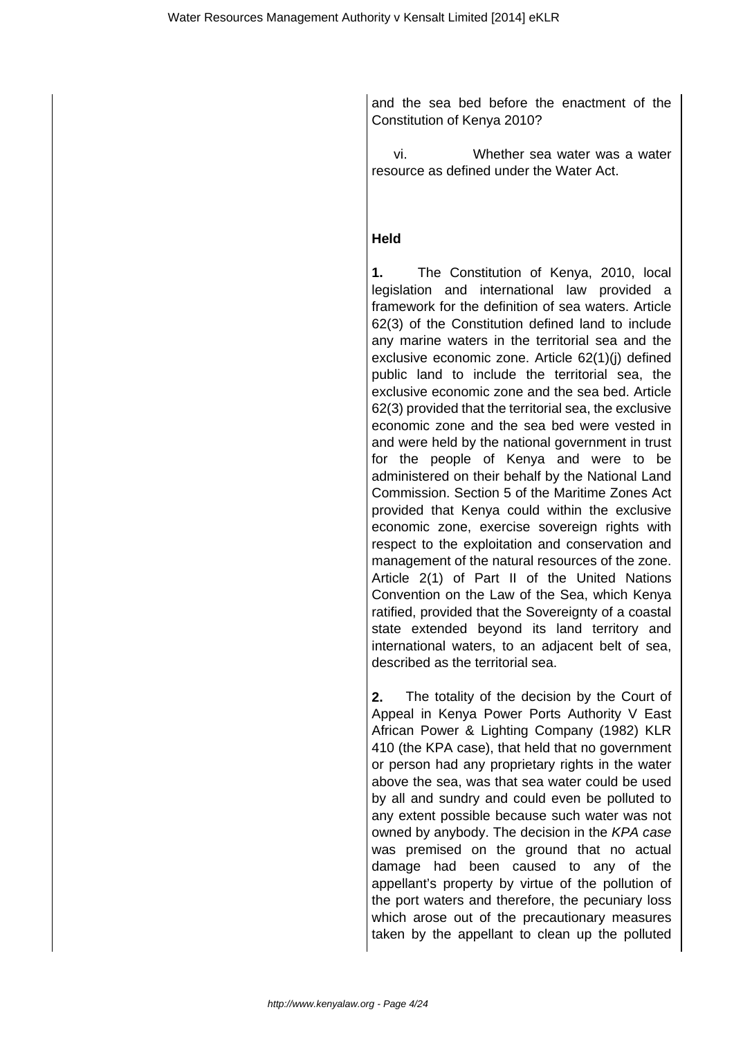and the sea bed before the enactment of the Constitution of Kenya 2010?

vi. Whether sea water was a water resource as defined under the Water Act.

**Held**

**1.** The Constitution of Kenya, 2010, local legislation and international law provided a framework for the definition of sea waters. Article 62(3) of the Constitution defined land to include any marine waters in the territorial sea and the exclusive economic zone. Article 62(1)(j) defined public land to include the territorial sea, the exclusive economic zone and the sea bed. Article 62(3) provided that the territorial sea, the exclusive economic zone and the sea bed were vested in and were held by the national government in trust for the people of Kenya and were to be administered on their behalf by the National Land Commission. Section 5 of the Maritime Zones Act provided that Kenya could within the exclusive economic zone, exercise sovereign rights with respect to the exploitation and conservation and management of the natural resources of the zone. Article 2(1) of Part II of the United Nations Convention on the Law of the Sea, which Kenya ratified, provided that the Sovereignty of a coastal state extended beyond its land territory and international waters, to an adjacent belt of sea, described as the territorial sea.

**2.** The totality of the decision by the Court of Appeal in Kenya Power Ports Authority V East African Power & Lighting Company (1982) KLR 410 (the KPA case), that held that no government or person had any proprietary rights in the water above the sea, was that sea water could be used by all and sundry and could even be polluted to any extent possible because such water was not owned by anybody. The decision in the *KPA case* was premised on the ground that no actual damage had been caused to any of the appellant's property by virtue of the pollution of the port waters and therefore, the pecuniary loss which arose out of the precautionary measures taken by the appellant to clean up the polluted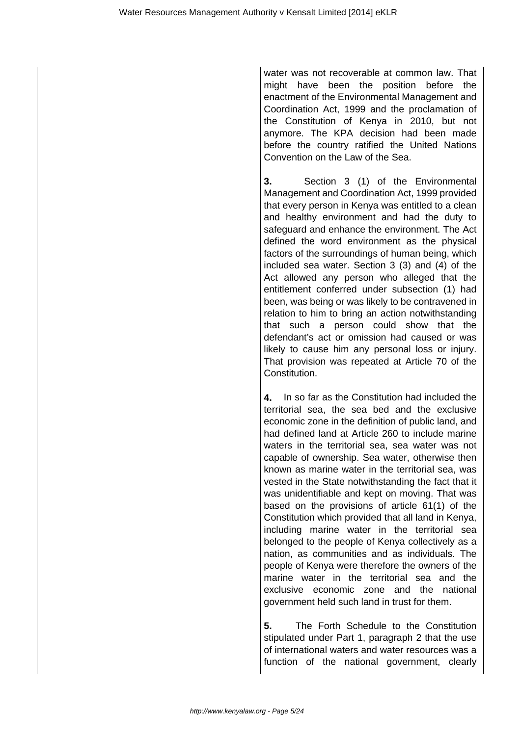water was not recoverable at common law. That might have been the position before the enactment of the Environmental Management and Coordination Act, 1999 and the proclamation of the Constitution of Kenya in 2010, but not anymore. The KPA decision had been made before the country ratified the United Nations Convention on the Law of the Sea.

**3.** Section 3 (1) of the Environmental Management and Coordination Act, 1999 provided that every person in Kenya was entitled to a clean and healthy environment and had the duty to safeguard and enhance the environment. The Act defined the word environment as the physical factors of the surroundings of human being, which included sea water. Section 3 (3) and (4) of the Act allowed any person who alleged that the entitlement conferred under subsection (1) had been, was being or was likely to be contravened in relation to him to bring an action notwithstanding that such a person could show that the defendant's act or omission had caused or was likely to cause him any personal loss or injury. That provision was repeated at Article 70 of the Constitution.

**4.** In so far as the Constitution had included the territorial sea, the sea bed and the exclusive economic zone in the definition of public land, and had defined land at Article 260 to include marine waters in the territorial sea, sea water was not capable of ownership. Sea water, otherwise then known as marine water in the territorial sea, was vested in the State notwithstanding the fact that it was unidentifiable and kept on moving. That was based on the provisions of article 61(1) of the Constitution which provided that all land in Kenya, including marine water in the territorial sea belonged to the people of Kenya collectively as a nation, as communities and as individuals. The people of Kenya were therefore the owners of the marine water in the territorial sea and the exclusive economic zone and the national government held such land in trust for them.

**5.** The Forth Schedule to the Constitution stipulated under Part 1, paragraph 2 that the use of international waters and water resources was a function of the national government, clearly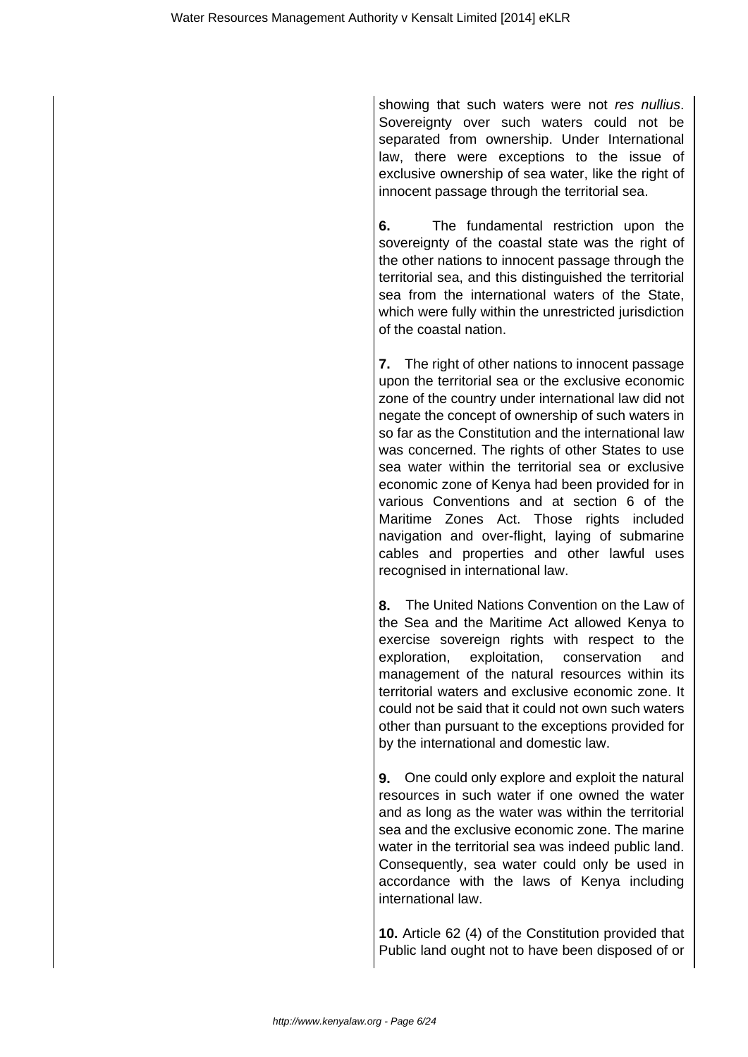showing that such waters were not *res nullius*. Sovereignty over such waters could not be separated from ownership. Under International law, there were exceptions to the issue of exclusive ownership of sea water, like the right of innocent passage through the territorial sea.

**6.** The fundamental restriction upon the sovereignty of the coastal state was the right of the other nations to innocent passage through the territorial sea, and this distinguished the territorial sea from the international waters of the State, which were fully within the unrestricted jurisdiction of the coastal nation.

**7.** The right of other nations to innocent passage upon the territorial sea or the exclusive economic zone of the country under international law did not negate the concept of ownership of such waters in so far as the Constitution and the international law was concerned. The rights of other States to use sea water within the territorial sea or exclusive economic zone of Kenya had been provided for in various Conventions and at section 6 of the Maritime Zones Act. Those rights included navigation and over-flight, laying of submarine cables and properties and other lawful uses recognised in international law.

**8.** The United Nations Convention on the Law of the Sea and the Maritime Act allowed Kenya to exercise sovereign rights with respect to the exploration, exploitation, conservation and management of the natural resources within its territorial waters and exclusive economic zone. It could not be said that it could not own such waters other than pursuant to the exceptions provided for by the international and domestic law.

**9.** One could only explore and exploit the natural resources in such water if one owned the water and as long as the water was within the territorial sea and the exclusive economic zone. The marine water in the territorial sea was indeed public land. Consequently, sea water could only be used in accordance with the laws of Kenya including international law.

**10.** Article 62 (4) of the Constitution provided that Public land ought not to have been disposed of or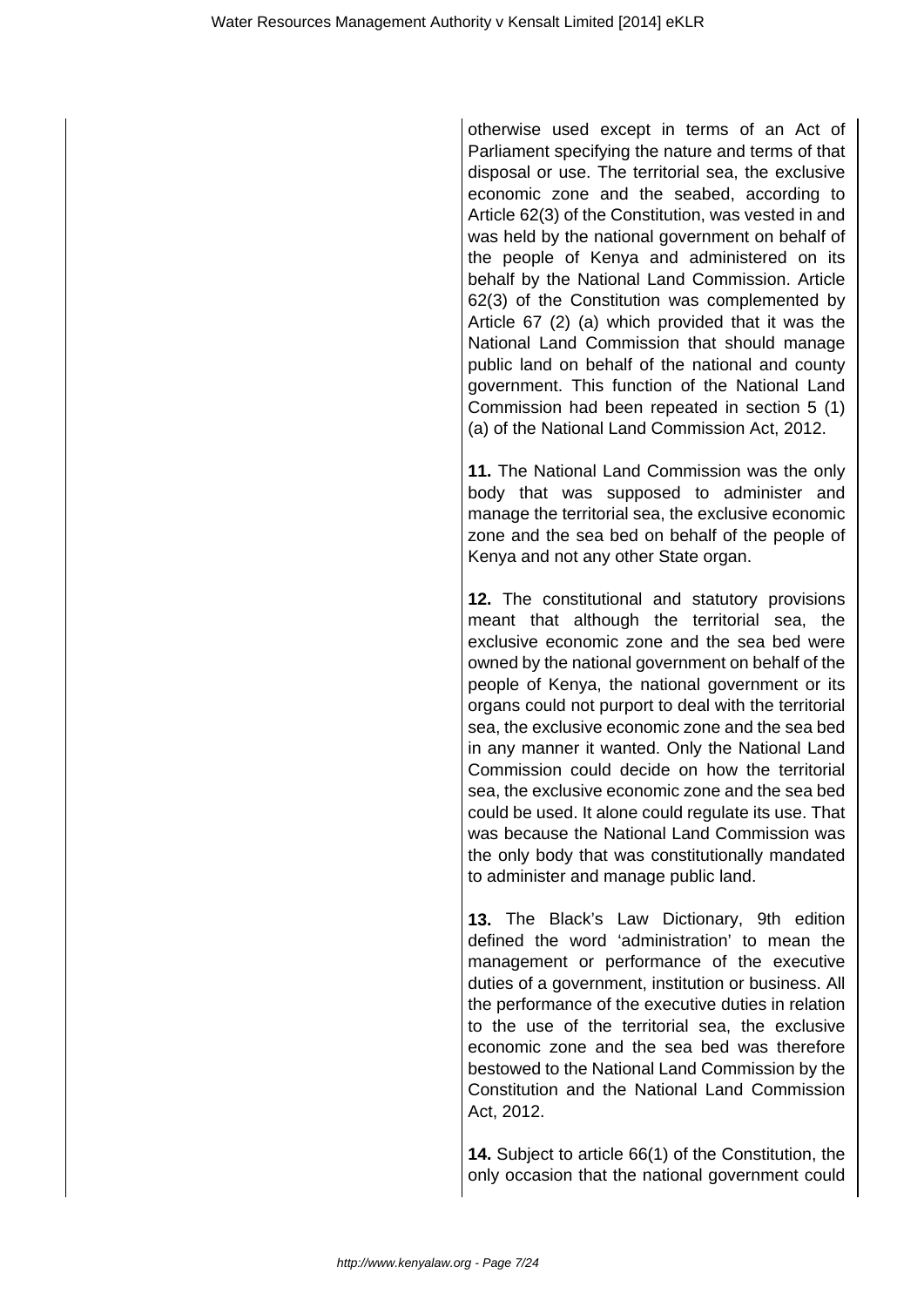otherwise used except in terms of an Act of Parliament specifying the nature and terms of that disposal or use. The territorial sea, the exclusive economic zone and the seabed, according to Article 62(3) of the Constitution, was vested in and was held by the national government on behalf of the people of Kenya and administered on its behalf by the National Land Commission. Article 62(3) of the Constitution was complemented by Article 67 (2) (a) which provided that it was the National Land Commission that should manage public land on behalf of the national and county government. This function of the National Land Commission had been repeated in section 5 (1) (a) of the National Land Commission Act, 2012.

**11.** The National Land Commission was the only body that was supposed to administer and manage the territorial sea, the exclusive economic zone and the sea bed on behalf of the people of Kenya and not any other State organ.

**12.** The constitutional and statutory provisions meant that although the territorial sea, the exclusive economic zone and the sea bed were owned by the national government on behalf of the people of Kenya, the national government or its organs could not purport to deal with the territorial sea, the exclusive economic zone and the sea bed in any manner it wanted. Only the National Land Commission could decide on how the territorial sea, the exclusive economic zone and the sea bed could be used. It alone could regulate its use. That was because the National Land Commission was the only body that was constitutionally mandated to administer and manage public land.

**13.** The Black's Law Dictionary, 9th edition defined the word 'administration' to mean the management or performance of the executive duties of a government, institution or business. All the performance of the executive duties in relation to the use of the territorial sea, the exclusive economic zone and the sea bed was therefore bestowed to the National Land Commission by the Constitution and the National Land Commission Act, 2012.

**14.** Subject to article 66(1) of the Constitution, the only occasion that the national government could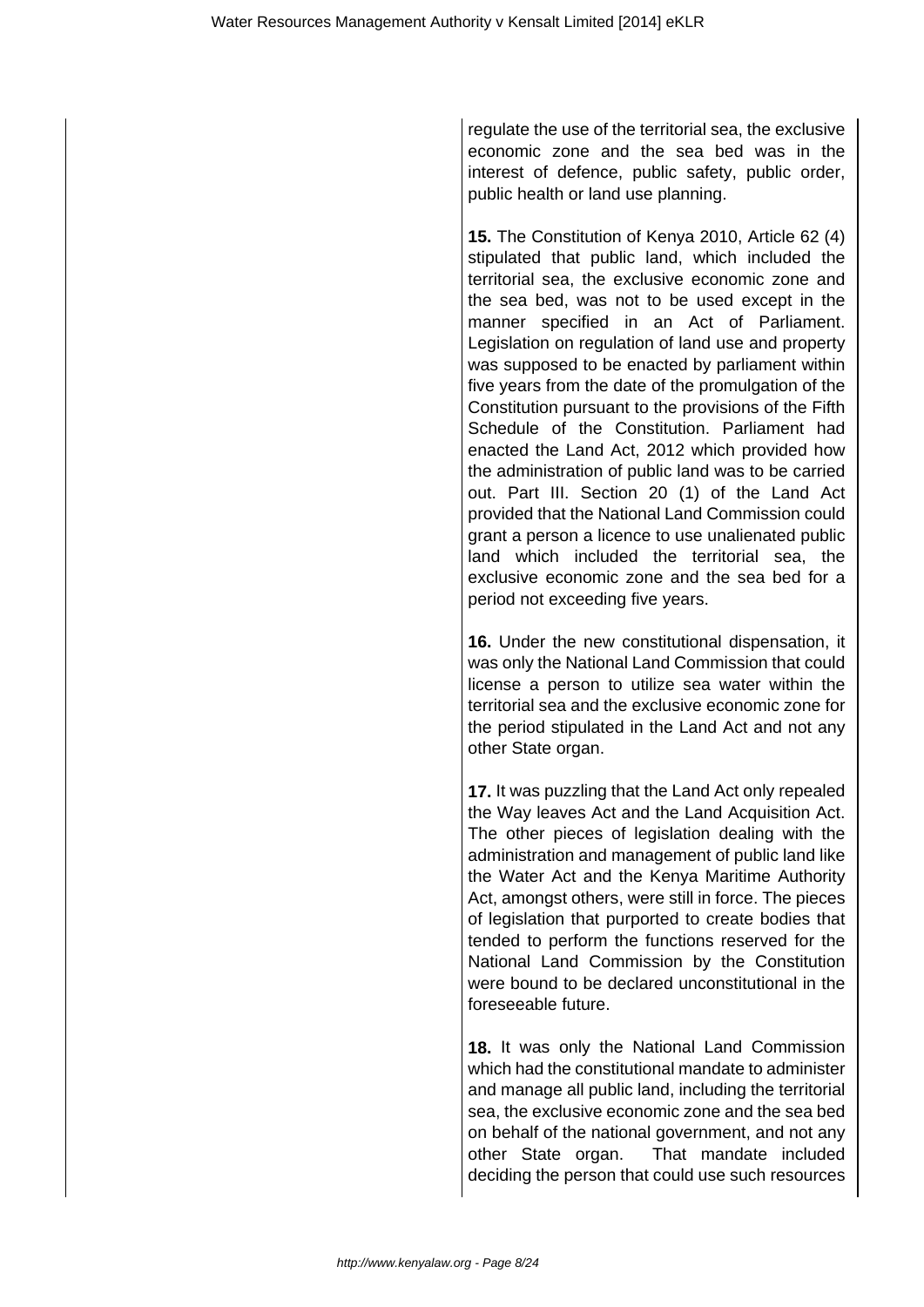regulate the use of the territorial sea, the exclusive economic zone and the sea bed was in the interest of defence, public safety, public order, public health or land use planning.

**15.** The Constitution of Kenya 2010, Article 62 (4) stipulated that public land, which included the territorial sea, the exclusive economic zone and the sea bed, was not to be used except in the manner specified in an Act of Parliament. Legislation on regulation of land use and property was supposed to be enacted by parliament within five years from the date of the promulgation of the Constitution pursuant to the provisions of the Fifth Schedule of the Constitution. Parliament had enacted the Land Act, 2012 which provided how the administration of public land was to be carried out. Part III. Section 20 (1) of the Land Act provided that the National Land Commission could grant a person a licence to use unalienated public land which included the territorial sea, the exclusive economic zone and the sea bed for a period not exceeding five years.

**16.** Under the new constitutional dispensation, it was only the National Land Commission that could license a person to utilize sea water within the territorial sea and the exclusive economic zone for the period stipulated in the Land Act and not any other State organ.

**17.** It was puzzling that the Land Act only repealed the Way leaves Act and the Land Acquisition Act. The other pieces of legislation dealing with the administration and management of public land like the Water Act and the Kenya Maritime Authority Act, amongst others, were still in force. The pieces of legislation that purported to create bodies that tended to perform the functions reserved for the National Land Commission by the Constitution were bound to be declared unconstitutional in the foreseeable future.

**18.** It was only the National Land Commission which had the constitutional mandate to administer and manage all public land, including the territorial sea, the exclusive economic zone and the sea bed on behalf of the national government, and not any other State organ. That mandate included deciding the person that could use such resources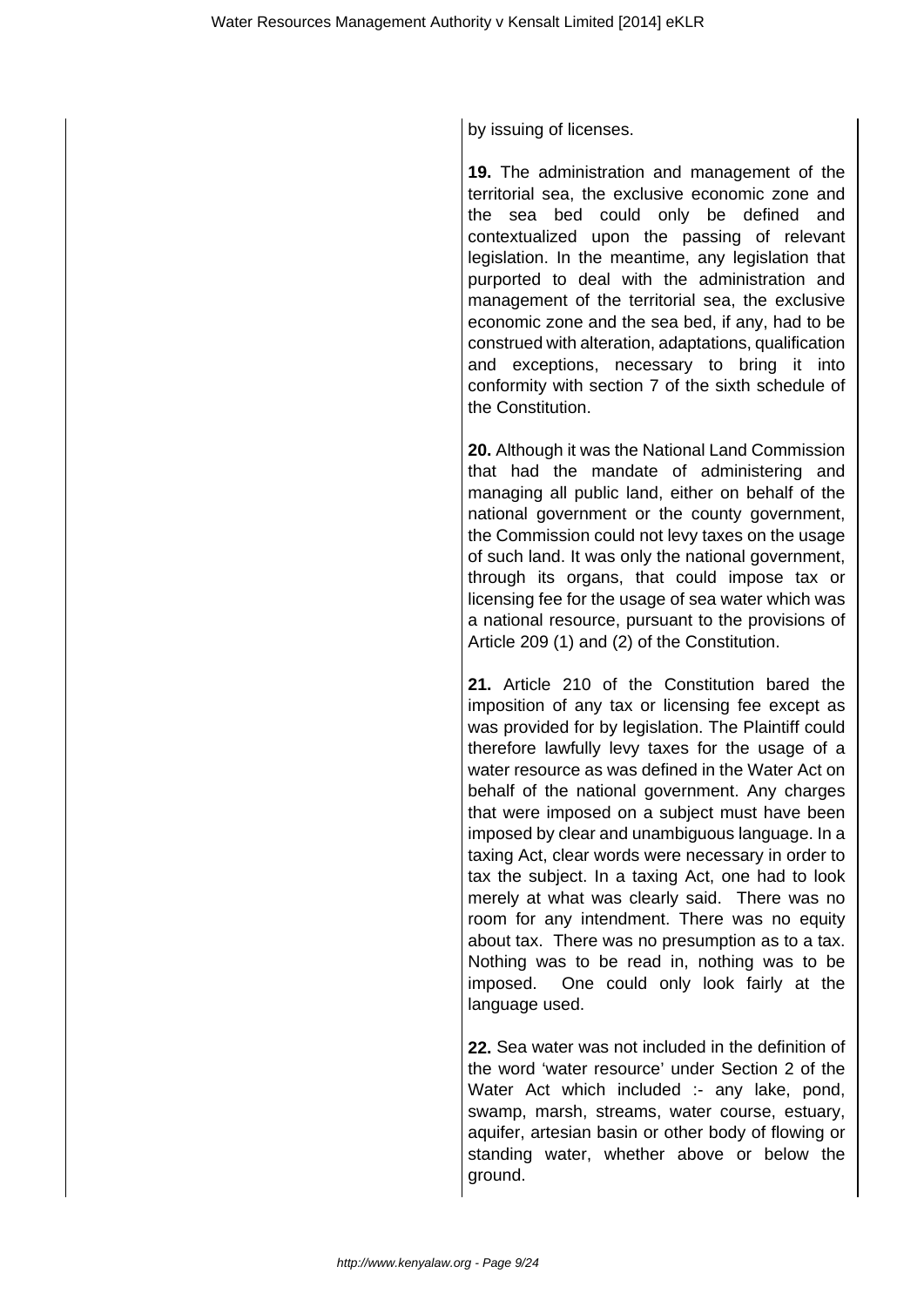by issuing of licenses.

**19.** The administration and management of the territorial sea, the exclusive economic zone and the sea bed could only be defined and contextualized upon the passing of relevant legislation. In the meantime, any legislation that purported to deal with the administration and management of the territorial sea, the exclusive economic zone and the sea bed, if any, had to be construed with alteration, adaptations, qualification and exceptions, necessary to bring it into conformity with section 7 of the sixth schedule of the Constitution.

**20.** Although it was the National Land Commission that had the mandate of administering and managing all public land, either on behalf of the national government or the county government, the Commission could not levy taxes on the usage of such land. It was only the national government, through its organs, that could impose tax or licensing fee for the usage of sea water which was a national resource, pursuant to the provisions of Article 209 (1) and (2) of the Constitution.

**21.** Article 210 of the Constitution bared the imposition of any tax or licensing fee except as was provided for by legislation. The Plaintiff could therefore lawfully levy taxes for the usage of a water resource as was defined in the Water Act on behalf of the national government. Any charges that were imposed on a subject must have been imposed by clear and unambiguous language. In a taxing Act, clear words were necessary in order to tax the subject. In a taxing Act, one had to look merely at what was clearly said. There was no room for any intendment. There was no equity about tax. There was no presumption as to a tax. Nothing was to be read in, nothing was to be imposed. One could only look fairly at the language used.

**22.** Sea water was not included in the definition of the word 'water resource' under Section 2 of the Water Act which included :- any lake, pond, swamp, marsh, streams, water course, estuary, aquifer, artesian basin or other body of flowing or standing water, whether above or below the ground.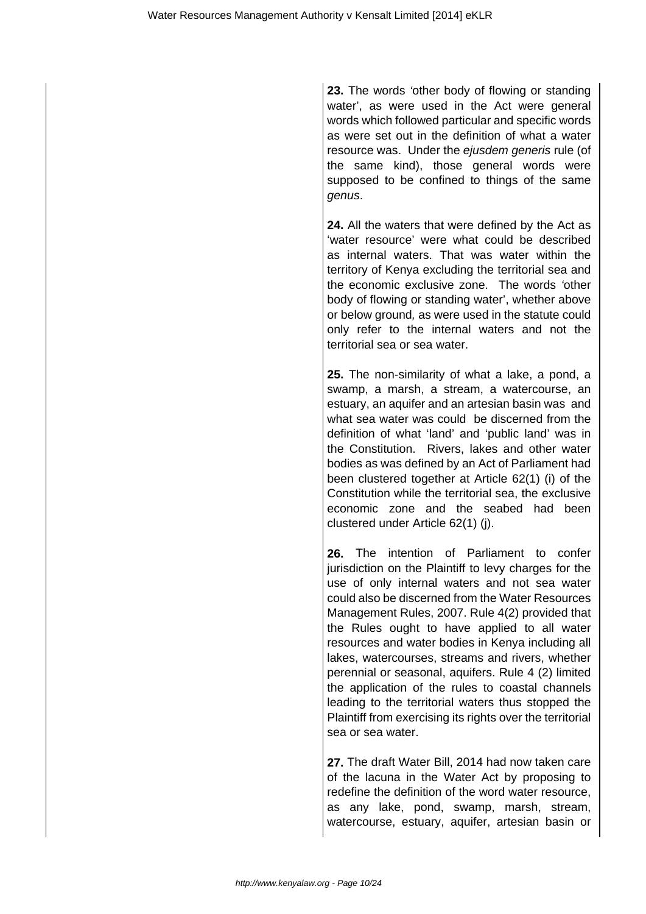**23.** The words 'other body of flowing or standing water', as were used in the Act were general words which followed particular and specific words as were set out in the definition of what a water resource was. Under the *ejusdem generis* rule (of the same kind), those general words were supposed to be confined to things of the same *genus*.

**24.** All the waters that were defined by the Act as 'water resource' were what could be described as internal waters. That was water within the territory of Kenya excluding the territorial sea and the economic exclusive zone. The words 'other body of flowing or standing water', whether above or below ground, as were used in the statute could only refer to the internal waters and not the territorial sea or sea water.

**25.** The non-similarity of what a lake, a pond, a swamp, a marsh, a stream, a watercourse, an estuary, an aquifer and an artesian basin was and what sea water was could be discerned from the definition of what 'land' and 'public land' was in the Constitution. Rivers, lakes and other water bodies as was defined by an Act of Parliament had been clustered together at Article 62(1) (i) of the Constitution while the territorial sea, the exclusive economic zone and the seabed had been clustered under Article 62(1) (j).

**26.** The intention of Parliament to confer jurisdiction on the Plaintiff to levy charges for the use of only internal waters and not sea water could also be discerned from the Water Resources Management Rules, 2007. Rule 4(2) provided that the Rules ought to have applied to all water resources and water bodies in Kenya including all lakes, watercourses, streams and rivers, whether perennial or seasonal, aquifers. Rule 4 (2) limited the application of the rules to coastal channels leading to the territorial waters thus stopped the Plaintiff from exercising its rights over the territorial sea or sea water.

**27.** The draft Water Bill, 2014 had now taken care of the lacuna in the Water Act by proposing to redefine the definition of the word water resource, as any lake, pond, swamp, marsh, stream, watercourse, estuary, aquifer, artesian basin or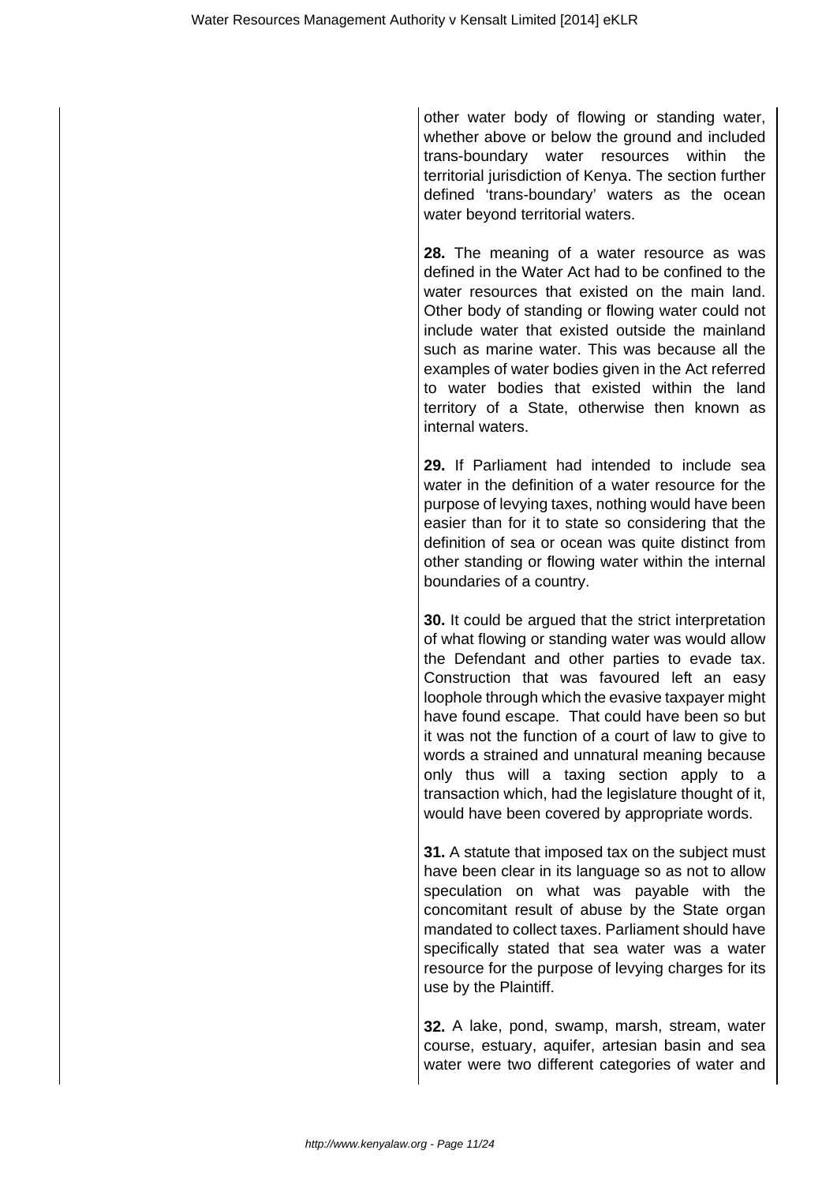other water body of flowing or standing water, whether above or below the ground and included trans-boundary water resources within the territorial jurisdiction of Kenya. The section further defined 'trans-boundary' waters as the ocean water beyond territorial waters.

**28.** The meaning of a water resource as was defined in the Water Act had to be confined to the water resources that existed on the main land. Other body of standing or flowing water could not include water that existed outside the mainland such as marine water. This was because all the examples of water bodies given in the Act referred to water bodies that existed within the land territory of a State, otherwise then known as internal waters.

**29.** If Parliament had intended to include sea water in the definition of a water resource for the purpose of levying taxes, nothing would have been easier than for it to state so considering that the definition of sea or ocean was quite distinct from other standing or flowing water within the internal boundaries of a country.

**30.** It could be argued that the strict interpretation of what flowing or standing water was would allow the Defendant and other parties to evade tax. Construction that was favoured left an easy loophole through which the evasive taxpayer might have found escape. That could have been so but it was not the function of a court of law to give to words a strained and unnatural meaning because only thus will a taxing section apply to a transaction which, had the legislature thought of it, would have been covered by appropriate words.

**31.** A statute that imposed tax on the subject must have been clear in its language so as not to allow speculation on what was payable with the concomitant result of abuse by the State organ mandated to collect taxes. Parliament should have specifically stated that sea water was a water resource for the purpose of levying charges for its use by the Plaintiff.

**32.** A lake, pond, swamp, marsh, stream, water course, estuary, aquifer, artesian basin and sea water were two different categories of water and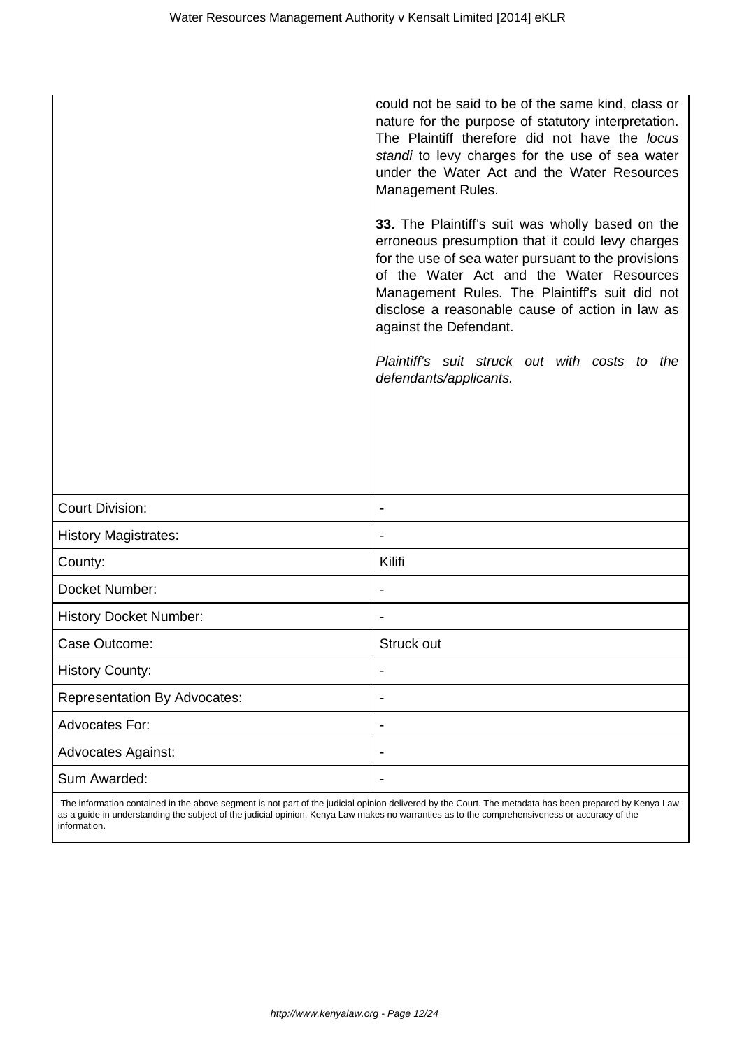| | |
|---|---|
| | could not be said to be of the same kind, class or nature for the purpose of statutory interpretation. The Plaintiff therefore did not have the *locus standi* to levy charges for the use of sea water under the Water Act and the Water Resources Management Rules.<br><br>**33.** The Plaintiff's suit was wholly based on the erroneous presumption that it could levy charges for the use of sea water pursuant to the provisions of the Water Act and the Water Resources Management Rules. The Plaintiff's suit did not disclose a reasonable cause of action in law as against the Defendant.<br><br>*Plaintiff's suit struck out with costs to the defendants/applicants.* |
| Court Division: | - |
| History Magistrates: | - |
| County: | Kilifi |
| Docket Number: | - |
| History Docket Number: | - |
| Case Outcome: | Struck out |
| History County: | - |
| Representation By Advocates: | - |
| Advocates For: | - |
| Advocates Against: | - |
| Sum Awarded: | - |

The information contained in the above segment is not part of the judicial opinion delivered by the Court. The metadata has been prepared by Kenya Law as a guide in understanding the subject of the judicial opinion. Kenya Law makes no warranties as to the comprehensiveness or accuracy of the information.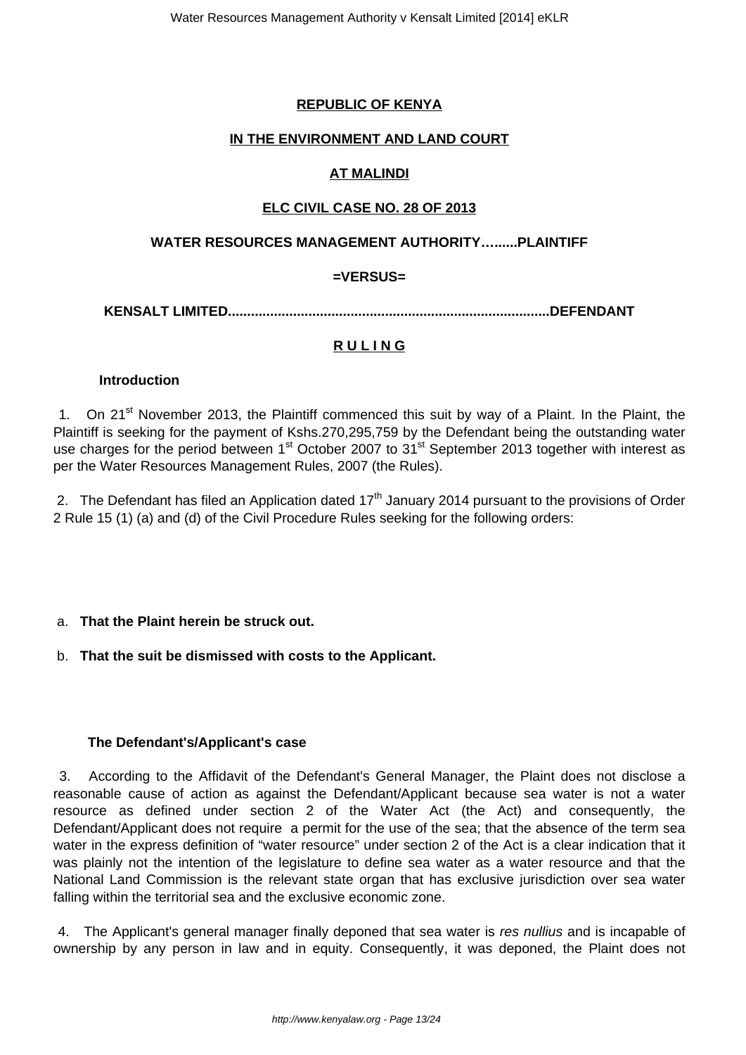**REPUBLIC OF KENYA**

**IN THE ENVIRONMENT AND LAND COURT**

**AT MALINDI**

**ELC CIVIL CASE NO. 28 OF 2013**

**WATER RESOURCES MANAGEMENT AUTHORITY…......PLAINTIFF**

**=VERSUS=**

**KENSALT LIMITED..................................................................................DEFENDANT**

**R U L I N G**

**Introduction**

1. On 21st November 2013, the Plaintiff commenced this suit by way of a Plaint. In the Plaint, the Plaintiff is seeking for the payment of Kshs.270,295,759 by the Defendant being the outstanding water use charges for the period between 1st October 2007 to 31st September 2013 together with interest as per the Water Resources Management Rules, 2007 (the Rules).

2. The Defendant has filed an Application dated 17th January 2014 pursuant to the provisions of Order 2 Rule 15 (1) (a) and (d) of the Civil Procedure Rules seeking for the following orders:

a. **That the Plaint herein be struck out.**

b. **That the suit be dismissed with costs to the Applicant.**

**The Defendant's/Applicant's case**

3. According to the Affidavit of the Defendant's General Manager, the Plaint does not disclose a reasonable cause of action as against the Defendant/Applicant because sea water is not a water resource as defined under section 2 of the Water Act (the Act) and consequently, the Defendant/Applicant does not require a permit for the use of the sea; that the absence of the term sea water in the express definition of "water resource" under section 2 of the Act is a clear indication that it was plainly not the intention of the legislature to define sea water as a water resource and that the National Land Commission is the relevant state organ that has exclusive jurisdiction over sea water falling within the territorial sea and the exclusive economic zone.

4. The Applicant's general manager finally deponed that sea water is *res nullius* and is incapable of ownership by any person in law and in equity. Consequently, it was deponed, the Plaint does not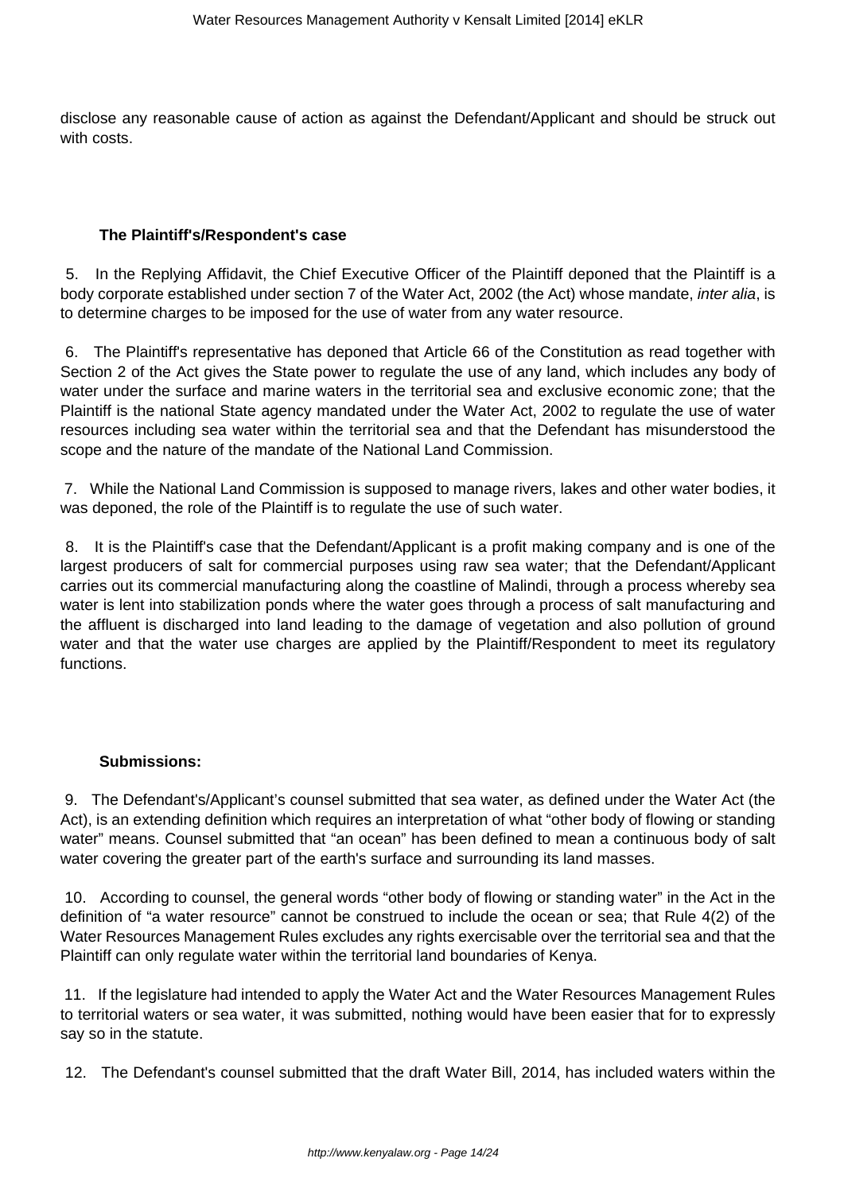disclose any reasonable cause of action as against the Defendant/Applicant and should be struck out with costs.

**The Plaintiff's/Respondent's case**

5. In the Replying Affidavit, the Chief Executive Officer of the Plaintiff deponed that the Plaintiff is a body corporate established under section 7 of the Water Act, 2002 (the Act) whose mandate, *inter alia*, is to determine charges to be imposed for the use of water from any water resource.

6. The Plaintiff's representative has deponed that Article 66 of the Constitution as read together with Section 2 of the Act gives the State power to regulate the use of any land, which includes any body of water under the surface and marine waters in the territorial sea and exclusive economic zone; that the Plaintiff is the national State agency mandated under the Water Act, 2002 to regulate the use of water resources including sea water within the territorial sea and that the Defendant has misunderstood the scope and the nature of the mandate of the National Land Commission.

7. While the National Land Commission is supposed to manage rivers, lakes and other water bodies, it was deponed, the role of the Plaintiff is to regulate the use of such water.

8. It is the Plaintiff's case that the Defendant/Applicant is a profit making company and is one of the largest producers of salt for commercial purposes using raw sea water; that the Defendant/Applicant carries out its commercial manufacturing along the coastline of Malindi, through a process whereby sea water is lent into stabilization ponds where the water goes through a process of salt manufacturing and the affluent is discharged into land leading to the damage of vegetation and also pollution of ground water and that the water use charges are applied by the Plaintiff/Respondent to meet its regulatory functions.

**Submissions:**

9. The Defendant's/Applicant's counsel submitted that sea water, as defined under the Water Act (the Act), is an extending definition which requires an interpretation of what "other body of flowing or standing water" means. Counsel submitted that "an ocean" has been defined to mean a continuous body of salt water covering the greater part of the earth's surface and surrounding its land masses.

10. According to counsel, the general words "other body of flowing or standing water" in the Act in the definition of "a water resource" cannot be construed to include the ocean or sea; that Rule 4(2) of the Water Resources Management Rules excludes any rights exercisable over the territorial sea and that the Plaintiff can only regulate water within the territorial land boundaries of Kenya.

11. If the legislature had intended to apply the Water Act and the Water Resources Management Rules to territorial waters or sea water, it was submitted, nothing would have been easier that for to expressly say so in the statute.

12. The Defendant's counsel submitted that the draft Water Bill, 2014, has included waters within the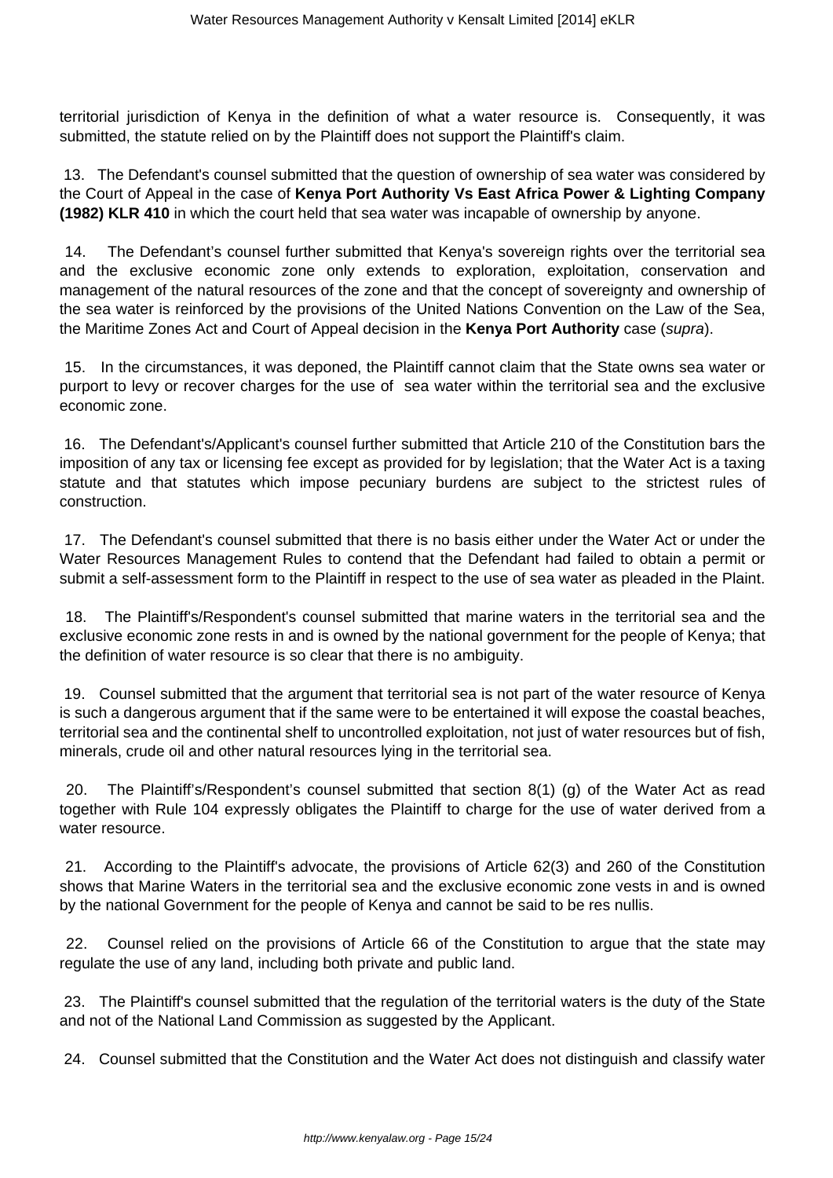territorial jurisdiction of Kenya in the definition of what a water resource is. Consequently, it was submitted, the statute relied on by the Plaintiff does not support the Plaintiff's claim.

13. The Defendant's counsel submitted that the question of ownership of sea water was considered by the Court of Appeal in the case of **Kenya Port Authority Vs East Africa Power & Lighting Company (1982) KLR 410** in which the court held that sea water was incapable of ownership by anyone.

14. The Defendant's counsel further submitted that Kenya's sovereign rights over the territorial sea and the exclusive economic zone only extends to exploration, exploitation, conservation and management of the natural resources of the zone and that the concept of sovereignty and ownership of the sea water is reinforced by the provisions of the United Nations Convention on the Law of the Sea, the Maritime Zones Act and Court of Appeal decision in the **Kenya Port Authority** case (*supra*).

15. In the circumstances, it was deponed, the Plaintiff cannot claim that the State owns sea water or purport to levy or recover charges for the use of sea water within the territorial sea and the exclusive economic zone.

16. The Defendant's/Applicant's counsel further submitted that Article 210 of the Constitution bars the imposition of any tax or licensing fee except as provided for by legislation; that the Water Act is a taxing statute and that statutes which impose pecuniary burdens are subject to the strictest rules of construction.

17. The Defendant's counsel submitted that there is no basis either under the Water Act or under the Water Resources Management Rules to contend that the Defendant had failed to obtain a permit or submit a self-assessment form to the Plaintiff in respect to the use of sea water as pleaded in the Plaint.

18. The Plaintiff's/Respondent's counsel submitted that marine waters in the territorial sea and the exclusive economic zone rests in and is owned by the national government for the people of Kenya; that the definition of water resource is so clear that there is no ambiguity.

19. Counsel submitted that the argument that territorial sea is not part of the water resource of Kenya is such a dangerous argument that if the same were to be entertained it will expose the coastal beaches, territorial sea and the continental shelf to uncontrolled exploitation, not just of water resources but of fish, minerals, crude oil and other natural resources lying in the territorial sea.

20. The Plaintiff's/Respondent's counsel submitted that section 8(1) (g) of the Water Act as read together with Rule 104 expressly obligates the Plaintiff to charge for the use of water derived from a water resource.

21. According to the Plaintiff's advocate, the provisions of Article 62(3) and 260 of the Constitution shows that Marine Waters in the territorial sea and the exclusive economic zone vests in and is owned by the national Government for the people of Kenya and cannot be said to be res nullis.

22. Counsel relied on the provisions of Article 66 of the Constitution to argue that the state may regulate the use of any land, including both private and public land.

23. The Plaintiff's counsel submitted that the regulation of the territorial waters is the duty of the State and not of the National Land Commission as suggested by the Applicant.

24. Counsel submitted that the Constitution and the Water Act does not distinguish and classify water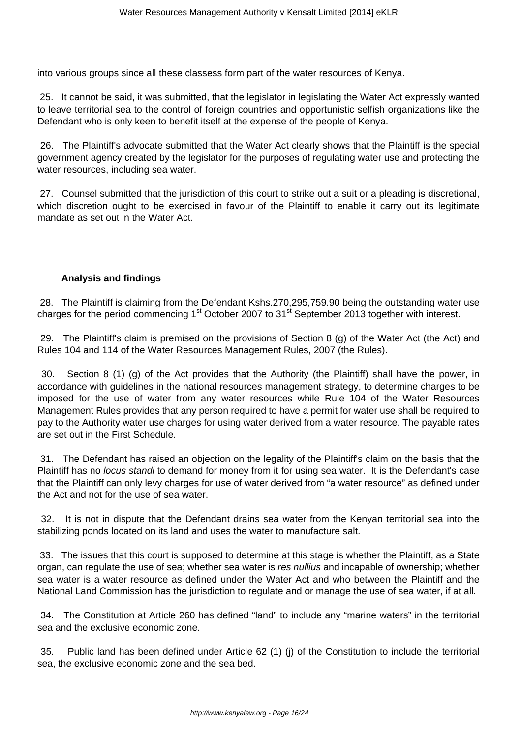into various groups since all these classess form part of the water resources of Kenya.

25. It cannot be said, it was submitted, that the legislator in legislating the Water Act expressly wanted to leave territorial sea to the control of foreign countries and opportunistic selfish organizations like the Defendant who is only keen to benefit itself at the expense of the people of Kenya.

26. The Plaintiff's advocate submitted that the Water Act clearly shows that the Plaintiff is the special government agency created by the legislator for the purposes of regulating water use and protecting the water resources, including sea water.

27. Counsel submitted that the jurisdiction of this court to strike out a suit or a pleading is discretional, which discretion ought to be exercised in favour of the Plaintiff to enable it carry out its legitimate mandate as set out in the Water Act.

**Analysis and findings**

28. The Plaintiff is claiming from the Defendant Kshs.270,295,759.90 being the outstanding water use charges for the period commencing 1st October 2007 to 31st September 2013 together with interest.

29. The Plaintiff's claim is premised on the provisions of Section 8 (g) of the Water Act (the Act) and Rules 104 and 114 of the Water Resources Management Rules, 2007 (the Rules).

30. Section 8 (1) (g) of the Act provides that the Authority (the Plaintiff) shall have the power, in accordance with guidelines in the national resources management strategy, to determine charges to be imposed for the use of water from any water resources while Rule 104 of the Water Resources Management Rules provides that any person required to have a permit for water use shall be required to pay to the Authority water use charges for using water derived from a water resource. The payable rates are set out in the First Schedule.

31. The Defendant has raised an objection on the legality of the Plaintiff's claim on the basis that the Plaintiff has no *locus standi* to demand for money from it for using sea water. It is the Defendant's case that the Plaintiff can only levy charges for use of water derived from "a water resource" as defined under the Act and not for the use of sea water.

32. It is not in dispute that the Defendant drains sea water from the Kenyan territorial sea into the stabilizing ponds located on its land and uses the water to manufacture salt.

33. The issues that this court is supposed to determine at this stage is whether the Plaintiff, as a State organ, can regulate the use of sea; whether sea water is *res nullius* and incapable of ownership; whether sea water is a water resource as defined under the Water Act and who between the Plaintiff and the National Land Commission has the jurisdiction to regulate and or manage the use of sea water, if at all.

34. The Constitution at Article 260 has defined "land" to include any "marine waters" in the territorial sea and the exclusive economic zone.

35. Public land has been defined under Article 62 (1) (j) of the Constitution to include the territorial sea, the exclusive economic zone and the sea bed.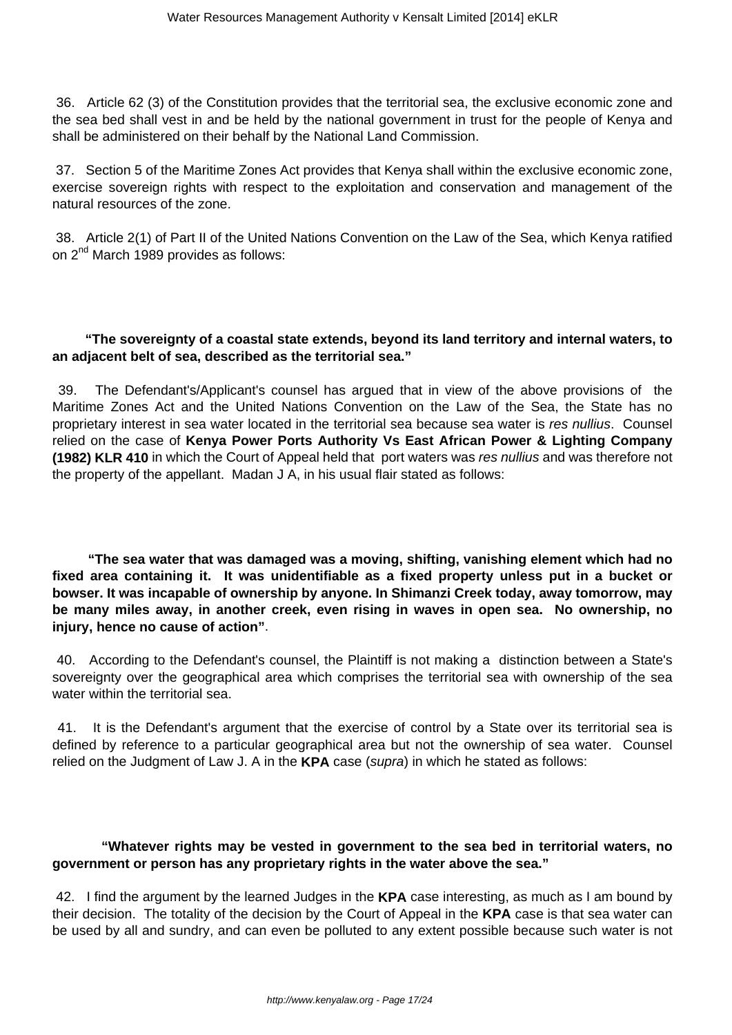36. Article 62 (3) of the Constitution provides that the territorial sea, the exclusive economic zone and the sea bed shall vest in and be held by the national government in trust for the people of Kenya and shall be administered on their behalf by the National Land Commission.

37. Section 5 of the Maritime Zones Act provides that Kenya shall within the exclusive economic zone, exercise sovereign rights with respect to the exploitation and conservation and management of the natural resources of the zone.

38. Article 2(1) of Part II of the United Nations Convention on the Law of the Sea, which Kenya ratified on 2nd March 1989 provides as follows:

**"The sovereignty of a coastal state extends, beyond its land territory and internal waters, to an adjacent belt of sea, described as the territorial sea."**

39. The Defendant's/Applicant's counsel has argued that in view of the above provisions of the Maritime Zones Act and the United Nations Convention on the Law of the Sea, the State has no proprietary interest in sea water located in the territorial sea because sea water is *res nullius*. Counsel relied on the case of **Kenya Power Ports Authority Vs East African Power & Lighting Company (1982) KLR 410** in which the Court of Appeal held that port waters was *res nullius* and was therefore not the property of the appellant. Madan J A, in his usual flair stated as follows:

**"The sea water that was damaged was a moving, shifting, vanishing element which had no fixed area containing it. It was unidentifiable as a fixed property unless put in a bucket or bowser. It was incapable of ownership by anyone. In Shimanzi Creek today, away tomorrow, may be many miles away, in another creek, even rising in waves in open sea. No ownership, no injury, hence no cause of action"**.

40. According to the Defendant's counsel, the Plaintiff is not making a distinction between a State's sovereignty over the geographical area which comprises the territorial sea with ownership of the sea water within the territorial sea.

41. It is the Defendant's argument that the exercise of control by a State over its territorial sea is defined by reference to a particular geographical area but not the ownership of sea water. Counsel relied on the Judgment of Law J. A in the **KPA** case (*supra*) in which he stated as follows:

**"Whatever rights may be vested in government to the sea bed in territorial waters, no government or person has any proprietary rights in the water above the sea."**

42. I find the argument by the learned Judges in the **KPA** case interesting, as much as I am bound by their decision. The totality of the decision by the Court of Appeal in the **KPA** case is that sea water can be used by all and sundry, and can even be polluted to any extent possible because such water is not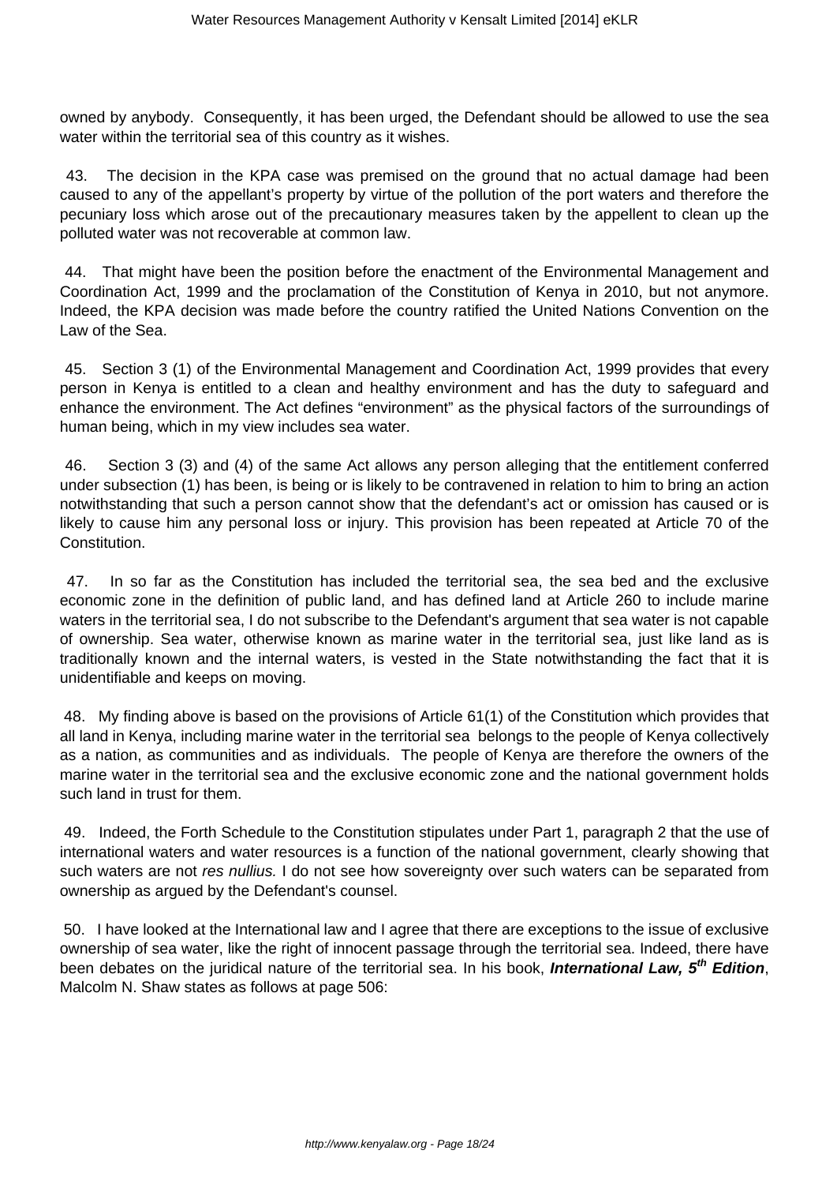owned by anybody. Consequently, it has been urged, the Defendant should be allowed to use the sea water within the territorial sea of this country as it wishes.

43. The decision in the KPA case was premised on the ground that no actual damage had been caused to any of the appellant's property by virtue of the pollution of the port waters and therefore the pecuniary loss which arose out of the precautionary measures taken by the appellent to clean up the polluted water was not recoverable at common law.

44. That might have been the position before the enactment of the Environmental Management and Coordination Act, 1999 and the proclamation of the Constitution of Kenya in 2010, but not anymore. Indeed, the KPA decision was made before the country ratified the United Nations Convention on the Law of the Sea.

45. Section 3 (1) of the Environmental Management and Coordination Act, 1999 provides that every person in Kenya is entitled to a clean and healthy environment and has the duty to safeguard and enhance the environment. The Act defines "environment" as the physical factors of the surroundings of human being, which in my view includes sea water.

46. Section 3 (3) and (4) of the same Act allows any person alleging that the entitlement conferred under subsection (1) has been, is being or is likely to be contravened in relation to him to bring an action notwithstanding that such a person cannot show that the defendant's act or omission has caused or is likely to cause him any personal loss or injury. This provision has been repeated at Article 70 of the Constitution.

47. In so far as the Constitution has included the territorial sea, the sea bed and the exclusive economic zone in the definition of public land, and has defined land at Article 260 to include marine waters in the territorial sea, I do not subscribe to the Defendant's argument that sea water is not capable of ownership. Sea water, otherwise known as marine water in the territorial sea, just like land as is traditionally known and the internal waters, is vested in the State notwithstanding the fact that it is unidentifiable and keeps on moving.

48. My finding above is based on the provisions of Article 61(1) of the Constitution which provides that all land in Kenya, including marine water in the territorial sea belongs to the people of Kenya collectively as a nation, as communities and as individuals. The people of Kenya are therefore the owners of the marine water in the territorial sea and the exclusive economic zone and the national government holds such land in trust for them.

49. Indeed, the Forth Schedule to the Constitution stipulates under Part 1, paragraph 2 that the use of international waters and water resources is a function of the national government, clearly showing that such waters are not *res nullius.* I do not see how sovereignty over such waters can be separated from ownership as argued by the Defendant's counsel.

50. I have looked at the International law and I agree that there are exceptions to the issue of exclusive ownership of sea water, like the right of innocent passage through the territorial sea. Indeed, there have been debates on the juridical nature of the territorial sea. In his book, ***International Law, 5th Edition***, Malcolm N. Shaw states as follows at page 506: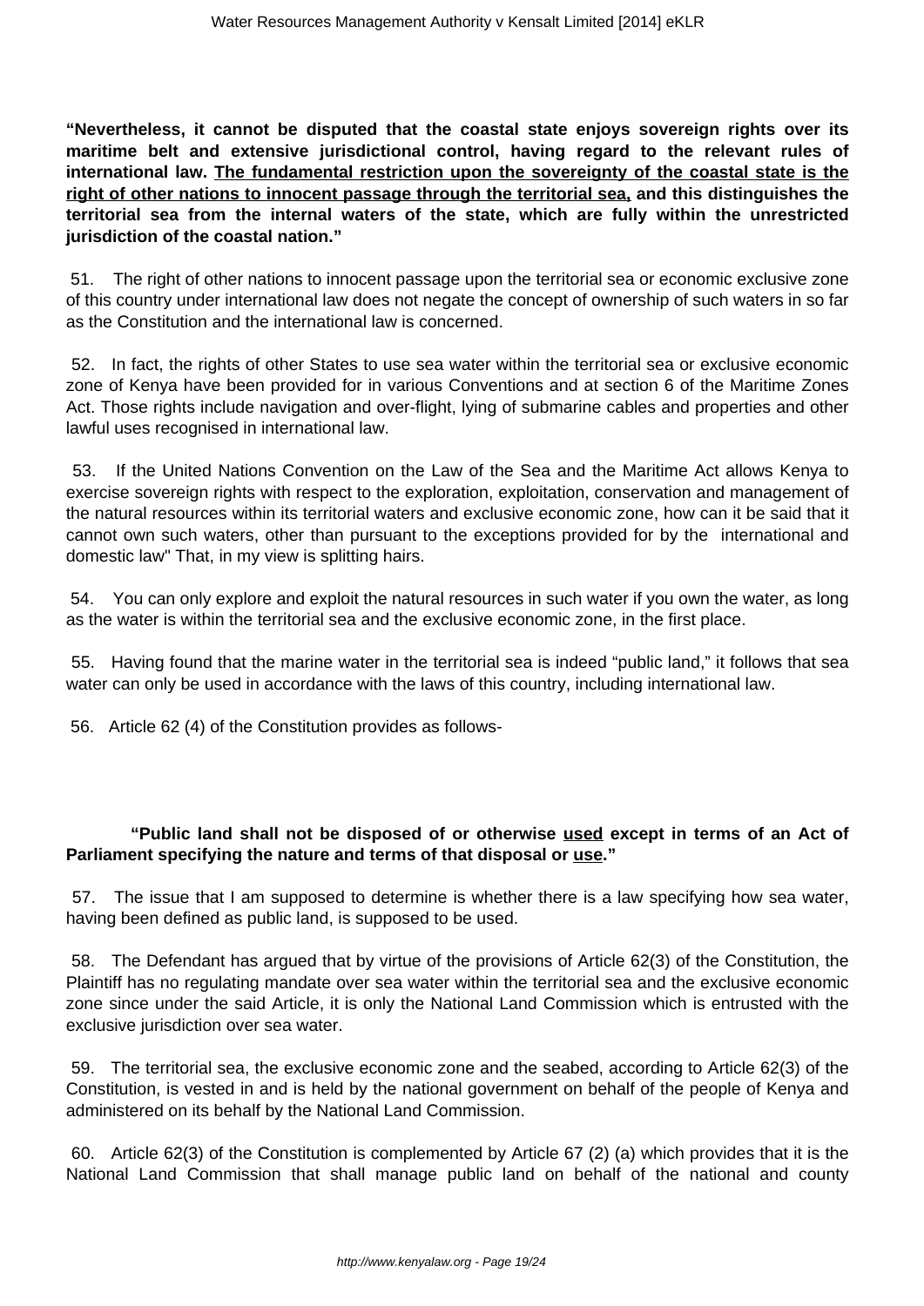**"Nevertheless, it cannot be disputed that the coastal state enjoys sovereign rights over its maritime belt and extensive jurisdictional control, having regard to the relevant rules of international law. <u>The fundamental restriction upon the sovereignty of the coastal state is the right of other nations to innocent passage through the territorial sea,</u> and this distinguishes the territorial sea from the internal waters of the state, which are fully within the unrestricted jurisdiction of the coastal nation."**

51. The right of other nations to innocent passage upon the territorial sea or economic exclusive zone of this country under international law does not negate the concept of ownership of such waters in so far as the Constitution and the international law is concerned.

52. In fact, the rights of other States to use sea water within the territorial sea or exclusive economic zone of Kenya have been provided for in various Conventions and at section 6 of the Maritime Zones Act. Those rights include navigation and over-flight, lying of submarine cables and properties and other lawful uses recognised in international law.

53. If the United Nations Convention on the Law of the Sea and the Maritime Act allows Kenya to exercise sovereign rights with respect to the exploration, exploitation, conservation and management of the natural resources within its territorial waters and exclusive economic zone, how can it be said that it cannot own such waters, other than pursuant to the exceptions provided for by the international and domestic law" That, in my view is splitting hairs.

54. You can only explore and exploit the natural resources in such water if you own the water, as long as the water is within the territorial sea and the exclusive economic zone, in the first place.

55. Having found that the marine water in the territorial sea is indeed "public land," it follows that sea water can only be used in accordance with the laws of this country, including international law.

56. Article 62 (4) of the Constitution provides as follows-

**"Public land shall not be disposed of or otherwise <u>used</u> except in terms of an Act of Parliament specifying the nature and terms of that disposal or <u>use</u>."**

57. The issue that I am supposed to determine is whether there is a law specifying how sea water, having been defined as public land, is supposed to be used.

58. The Defendant has argued that by virtue of the provisions of Article 62(3) of the Constitution, the Plaintiff has no regulating mandate over sea water within the territorial sea and the exclusive economic zone since under the said Article, it is only the National Land Commission which is entrusted with the exclusive jurisdiction over sea water.

59. The territorial sea, the exclusive economic zone and the seabed, according to Article 62(3) of the Constitution, is vested in and is held by the national government on behalf of the people of Kenya and administered on its behalf by the National Land Commission.

60. Article 62(3) of the Constitution is complemented by Article 67 (2) (a) which provides that it is the National Land Commission that shall manage public land on behalf of the national and county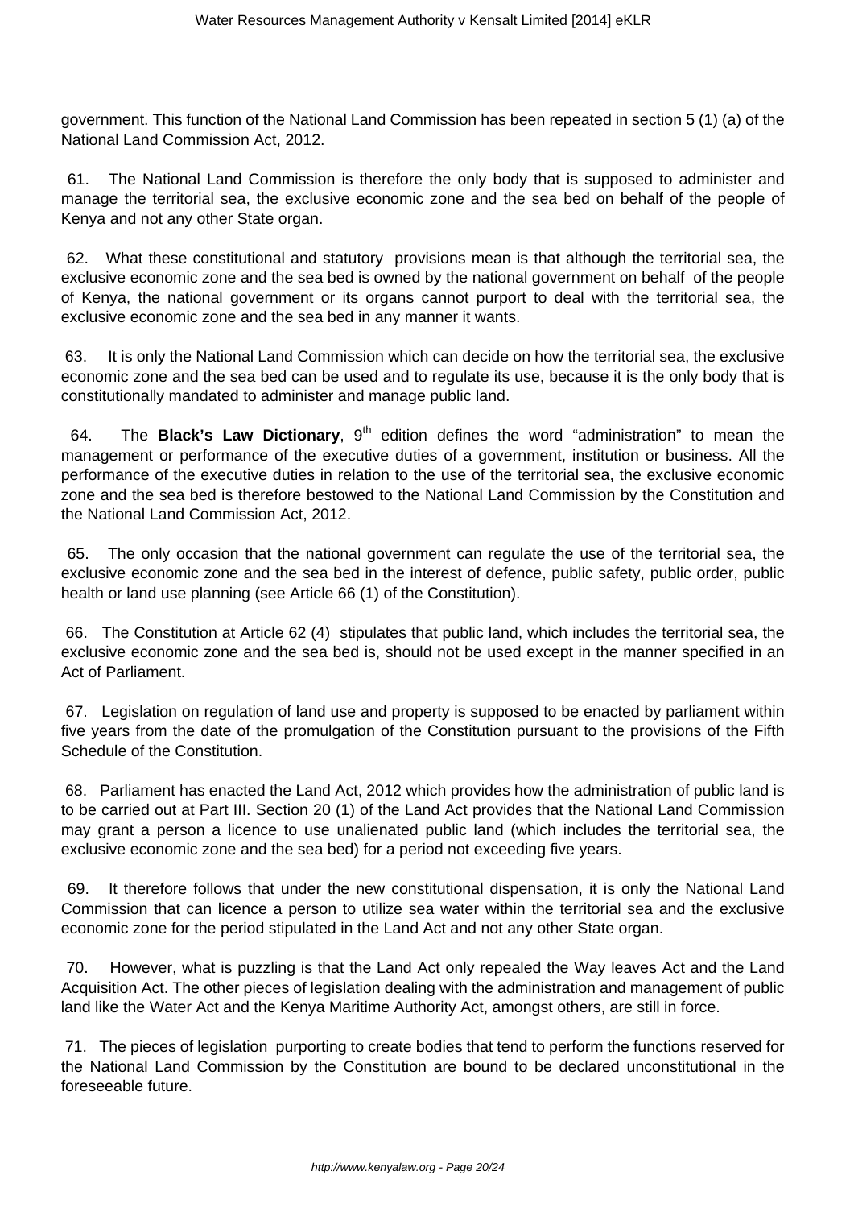government. This function of the National Land Commission has been repeated in section 5 (1) (a) of the National Land Commission Act, 2012.

61. The National Land Commission is therefore the only body that is supposed to administer and manage the territorial sea, the exclusive economic zone and the sea bed on behalf of the people of Kenya and not any other State organ.

62. What these constitutional and statutory provisions mean is that although the territorial sea, the exclusive economic zone and the sea bed is owned by the national government on behalf of the people of Kenya, the national government or its organs cannot purport to deal with the territorial sea, the exclusive economic zone and the sea bed in any manner it wants.

63. It is only the National Land Commission which can decide on how the territorial sea, the exclusive economic zone and the sea bed can be used and to regulate its use, because it is the only body that is constitutionally mandated to administer and manage public land.

64. The **Black's Law Dictionary**, 9th edition defines the word "administration" to mean the management or performance of the executive duties of a government, institution or business. All the performance of the executive duties in relation to the use of the territorial sea, the exclusive economic zone and the sea bed is therefore bestowed to the National Land Commission by the Constitution and the National Land Commission Act, 2012.

65. The only occasion that the national government can regulate the use of the territorial sea, the exclusive economic zone and the sea bed in the interest of defence, public safety, public order, public health or land use planning (see Article 66 (1) of the Constitution).

66. The Constitution at Article 62 (4) stipulates that public land, which includes the territorial sea, the exclusive economic zone and the sea bed is, should not be used except in the manner specified in an Act of Parliament.

67. Legislation on regulation of land use and property is supposed to be enacted by parliament within five years from the date of the promulgation of the Constitution pursuant to the provisions of the Fifth Schedule of the Constitution.

68. Parliament has enacted the Land Act, 2012 which provides how the administration of public land is to be carried out at Part III. Section 20 (1) of the Land Act provides that the National Land Commission may grant a person a licence to use unalienated public land (which includes the territorial sea, the exclusive economic zone and the sea bed) for a period not exceeding five years.

69. It therefore follows that under the new constitutional dispensation, it is only the National Land Commission that can licence a person to utilize sea water within the territorial sea and the exclusive economic zone for the period stipulated in the Land Act and not any other State organ.

70. However, what is puzzling is that the Land Act only repealed the Way leaves Act and the Land Acquisition Act. The other pieces of legislation dealing with the administration and management of public land like the Water Act and the Kenya Maritime Authority Act, amongst others, are still in force.

71. The pieces of legislation purporting to create bodies that tend to perform the functions reserved for the National Land Commission by the Constitution are bound to be declared unconstitutional in the foreseeable future.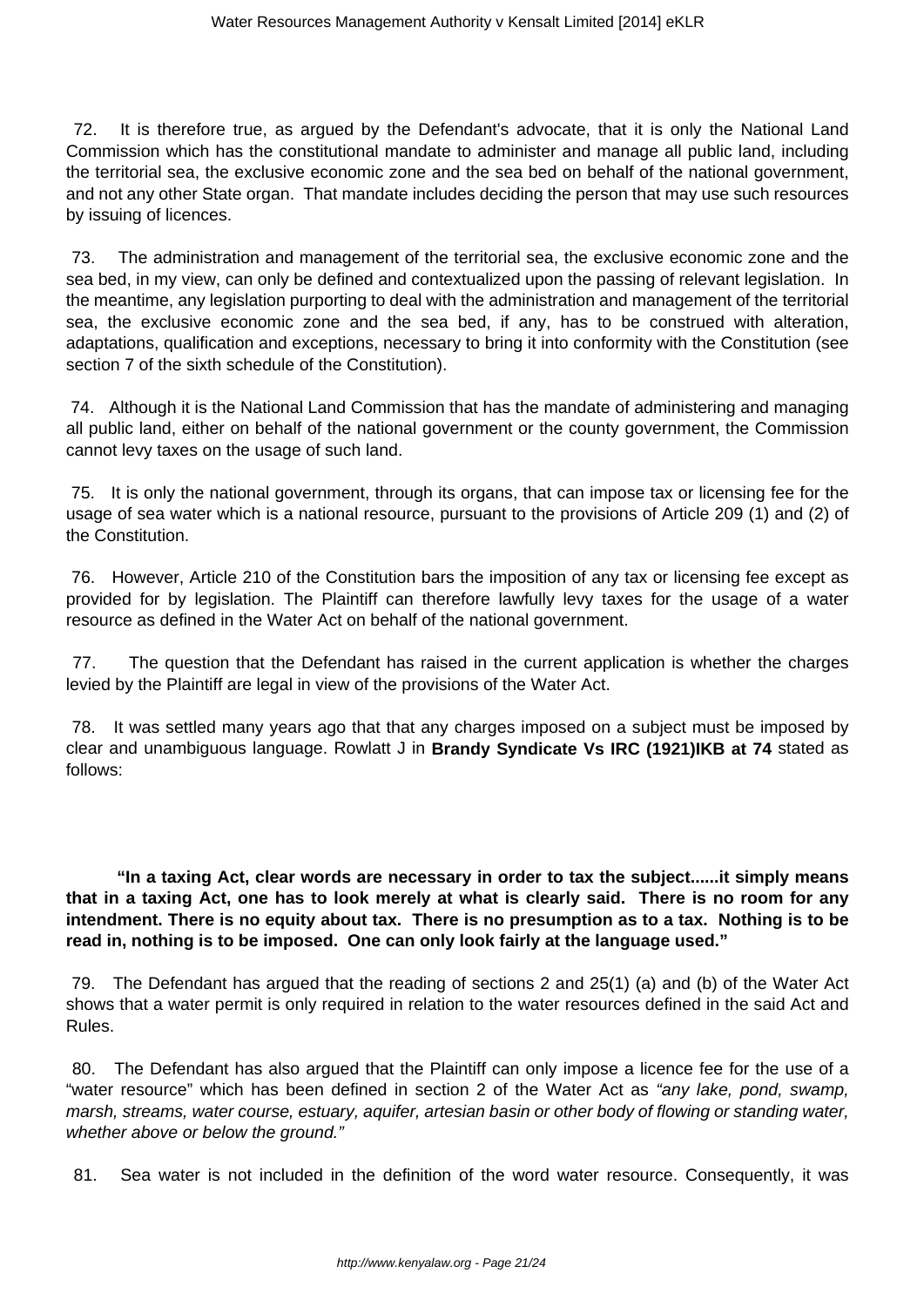72. It is therefore true, as argued by the Defendant's advocate, that it is only the National Land Commission which has the constitutional mandate to administer and manage all public land, including the territorial sea, the exclusive economic zone and the sea bed on behalf of the national government, and not any other State organ. That mandate includes deciding the person that may use such resources by issuing of licences.

73. The administration and management of the territorial sea, the exclusive economic zone and the sea bed, in my view, can only be defined and contextualized upon the passing of relevant legislation. In the meantime, any legislation purporting to deal with the administration and management of the territorial sea, the exclusive economic zone and the sea bed, if any, has to be construed with alteration, adaptations, qualification and exceptions, necessary to bring it into conformity with the Constitution (see section 7 of the sixth schedule of the Constitution).

74. Although it is the National Land Commission that has the mandate of administering and managing all public land, either on behalf of the national government or the county government, the Commission cannot levy taxes on the usage of such land.

75. It is only the national government, through its organs, that can impose tax or licensing fee for the usage of sea water which is a national resource, pursuant to the provisions of Article 209 (1) and (2) of the Constitution.

76. However, Article 210 of the Constitution bars the imposition of any tax or licensing fee except as provided for by legislation. The Plaintiff can therefore lawfully levy taxes for the usage of a water resource as defined in the Water Act on behalf of the national government.

77. The question that the Defendant has raised in the current application is whether the charges levied by the Plaintiff are legal in view of the provisions of the Water Act.

78. It was settled many years ago that that any charges imposed on a subject must be imposed by clear and unambiguous language. Rowlatt J in **Brandy Syndicate Vs IRC (1921)IKB at 74** stated as follows:

**"In a taxing Act, clear words are necessary in order to tax the subject......it simply means that in a taxing Act, one has to look merely at what is clearly said. There is no room for any intendment. There is no equity about tax. There is no presumption as to a tax. Nothing is to be read in, nothing is to be imposed. One can only look fairly at the language used."**

79. The Defendant has argued that the reading of sections 2 and 25(1) (a) and (b) of the Water Act shows that a water permit is only required in relation to the water resources defined in the said Act and Rules.

80. The Defendant has also argued that the Plaintiff can only impose a licence fee for the use of a "water resource" which has been defined in section 2 of the Water Act as *"any lake, pond, swamp, marsh, streams, water course, estuary, aquifer, artesian basin or other body of flowing or standing water, whether above or below the ground."*

81. Sea water is not included in the definition of the word water resource. Consequently, it was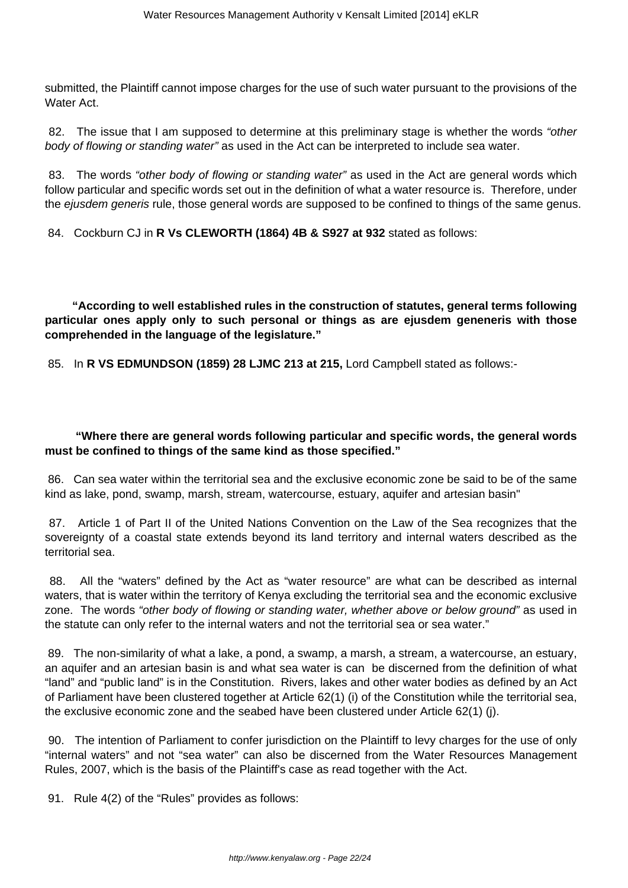submitted, the Plaintiff cannot impose charges for the use of such water pursuant to the provisions of the Water Act.

82. The issue that I am supposed to determine at this preliminary stage is whether the words *"other body of flowing or standing water"* as used in the Act can be interpreted to include sea water.

83. The words *"other body of flowing or standing water"* as used in the Act are general words which follow particular and specific words set out in the definition of what a water resource is. Therefore, under the *ejusdem generis* rule, those general words are supposed to be confined to things of the same genus.

84. Cockburn CJ in **R Vs CLEWORTH (1864) 4B & S927 at 932** stated as follows:

**"According to well established rules in the construction of statutes, general terms following particular ones apply only to such personal or things as are ejusdem geneneris with those comprehended in the language of the legislature."**

85. In **R VS EDMUNDSON (1859) 28 LJMC 213 at 215,** Lord Campbell stated as follows:-

**"Where there are general words following particular and specific words, the general words must be confined to things of the same kind as those specified."**

86. Can sea water within the territorial sea and the exclusive economic zone be said to be of the same kind as lake, pond, swamp, marsh, stream, watercourse, estuary, aquifer and artesian basin"

87. Article 1 of Part II of the United Nations Convention on the Law of the Sea recognizes that the sovereignty of a coastal state extends beyond its land territory and internal waters described as the territorial sea.

88. All the "waters" defined by the Act as "water resource" are what can be described as internal waters, that is water within the territory of Kenya excluding the territorial sea and the economic exclusive zone. The words *"other body of flowing or standing water, whether above or below ground"* as used in the statute can only refer to the internal waters and not the territorial sea or sea water."

89. The non-similarity of what a lake, a pond, a swamp, a marsh, a stream, a watercourse, an estuary, an aquifer and an artesian basin is and what sea water is can be discerned from the definition of what "land" and "public land" is in the Constitution. Rivers, lakes and other water bodies as defined by an Act of Parliament have been clustered together at Article 62(1) (i) of the Constitution while the territorial sea, the exclusive economic zone and the seabed have been clustered under Article 62(1) (j).

90. The intention of Parliament to confer jurisdiction on the Plaintiff to levy charges for the use of only "internal waters" and not "sea water" can also be discerned from the Water Resources Management Rules, 2007, which is the basis of the Plaintiff's case as read together with the Act.

91. Rule 4(2) of the "Rules" provides as follows: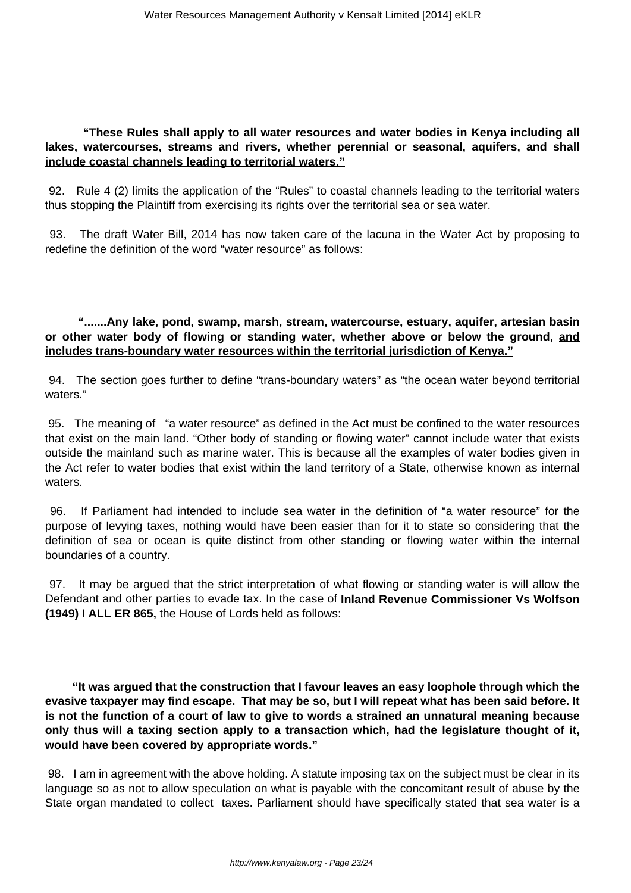**"These Rules shall apply to all water resources and water bodies in Kenya including all lakes, watercourses, streams and rivers, whether perennial or seasonal, aquifers, <u>and shall include coastal channels leading to territorial waters."</u>**

92. Rule 4 (2) limits the application of the "Rules" to coastal channels leading to the territorial waters thus stopping the Plaintiff from exercising its rights over the territorial sea or sea water.

93. The draft Water Bill, 2014 has now taken care of the lacuna in the Water Act by proposing to redefine the definition of the word "water resource" as follows:

**".......Any lake, pond, swamp, marsh, stream, watercourse, estuary, aquifer, artesian basin or other water body of flowing or standing water, whether above or below the ground, <u>and includes trans-boundary water resources within the territorial jurisdiction of Kenya."</u>**

94. The section goes further to define "trans-boundary waters" as "the ocean water beyond territorial waters."

95. The meaning of "a water resource" as defined in the Act must be confined to the water resources that exist on the main land. "Other body of standing or flowing water" cannot include water that exists outside the mainland such as marine water. This is because all the examples of water bodies given in the Act refer to water bodies that exist within the land territory of a State, otherwise known as internal waters.

96. If Parliament had intended to include sea water in the definition of "a water resource" for the purpose of levying taxes, nothing would have been easier than for it to state so considering that the definition of sea or ocean is quite distinct from other standing or flowing water within the internal boundaries of a country.

97. It may be argued that the strict interpretation of what flowing or standing water is will allow the Defendant and other parties to evade tax. In the case of **Inland Revenue Commissioner Vs Wolfson (1949) I ALL ER 865,** the House of Lords held as follows:

**"It was argued that the construction that I favour leaves an easy loophole through which the evasive taxpayer may find escape. That may be so, but I will repeat what has been said before. It is not the function of a court of law to give to words a strained an unnatural meaning because only thus will a taxing section apply to a transaction which, had the legislature thought of it, would have been covered by appropriate words."**

98. I am in agreement with the above holding. A statute imposing tax on the subject must be clear in its language so as not to allow speculation on what is payable with the concomitant result of abuse by the State organ mandated to collect taxes. Parliament should have specifically stated that sea water is a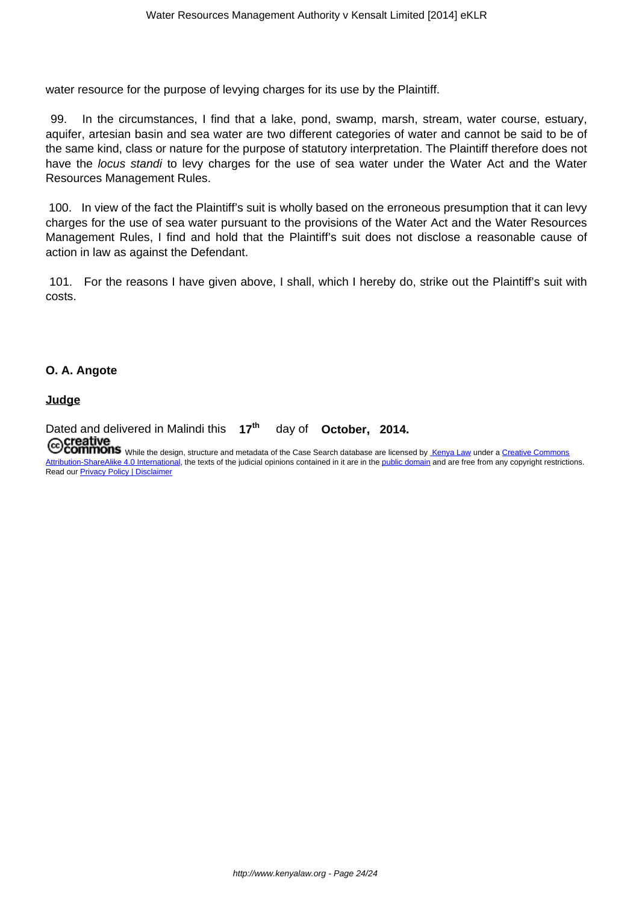water resource for the purpose of levying charges for its use by the Plaintiff.

99. In the circumstances, I find that a lake, pond, swamp, marsh, stream, water course, estuary, aquifer, artesian basin and sea water are two different categories of water and cannot be said to be of the same kind, class or nature for the purpose of statutory interpretation. The Plaintiff therefore does not have the *locus standi* to levy charges for the use of sea water under the Water Act and the Water Resources Management Rules.

100. In view of the fact the Plaintiff's suit is wholly based on the erroneous presumption that it can levy charges for the use of sea water pursuant to the provisions of the Water Act and the Water Resources Management Rules, I find and hold that the Plaintiff's suit does not disclose a reasonable cause of action in law as against the Defendant.

101. For the reasons I have given above, I shall, which I hereby do, strike out the Plaintiff's suit with costs.

**O. A. Angote**

**Judge**

Dated and delivered in Malindi this **17th** day of **October, 2014.**

While the design, structure and metadata of the Case Search database are licensed by Kenya Law under a Creative Commons Attribution-ShareAlike 4.0 International, the texts of the judicial opinions contained in it are in the public domain and are free from any copyright restrictions. Read our Privacy Policy | Disclaimer